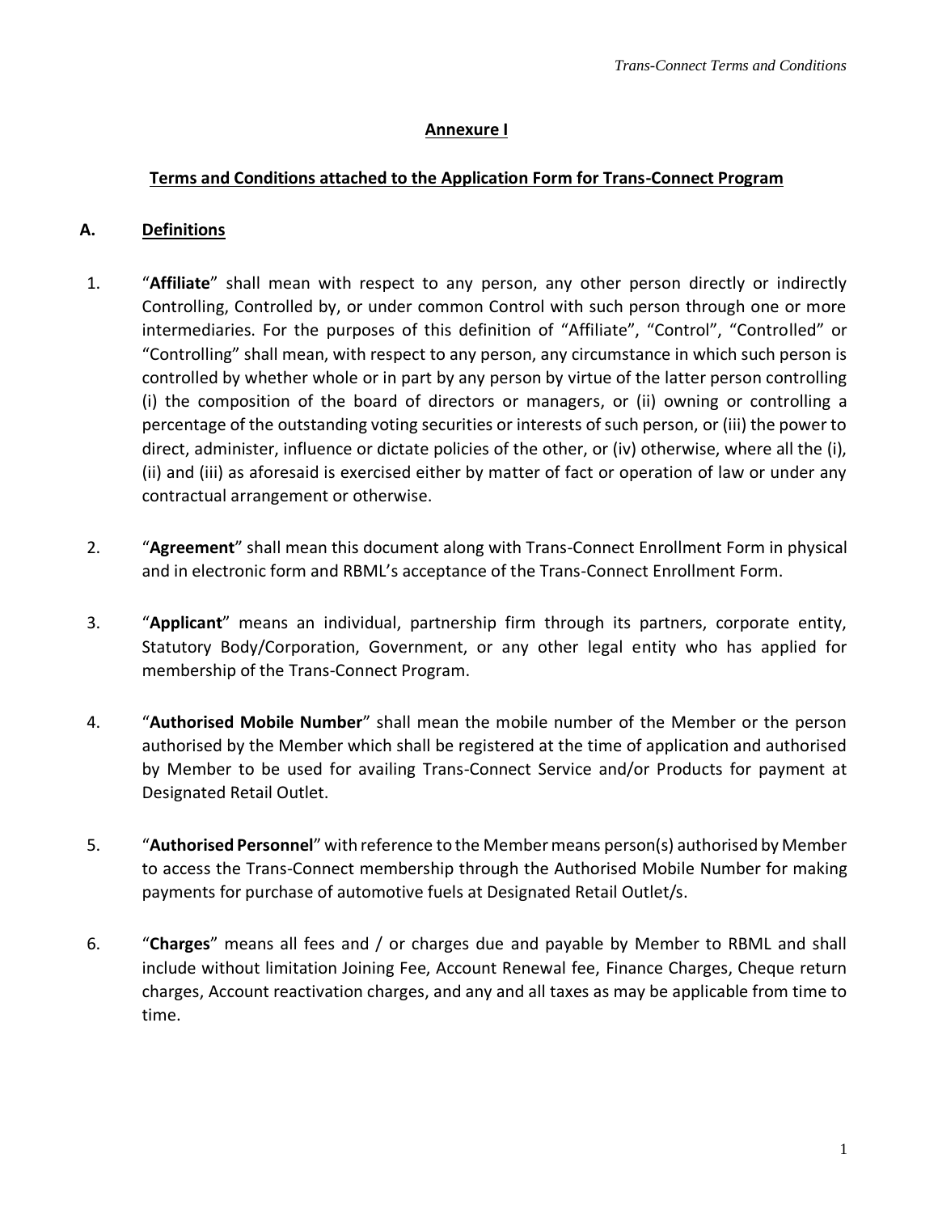## Annexure I

## Terms and Conditions attached to the Application Form for Trans-Connect Program

### A. Definitions

1. "**Affiliate**" shall mean with respect to any person, any other person directly or indirectly Controlling, Controlled by, or under common Control with such person through one or more intermediaries. For the purposes of this definition of "Affiliate", "Control", "Controlled" or "Controlling" shall mean, with respect to any person, any circumstance in which such person is controlled by whether whole or in part by any person by virtue of the latter person controlling (i) the composition of the board of directors or managers, or (ii) owning or controlling a percentage of the outstanding voting securities or interests of such person, or (iii) the power to direct, administer, influence or dictate policies of the other, or (iv) otherwise, where all the (i), (ii) and (iii) as aforesaid is exercised either by matter of fact or operation of law or under any contractual arrangement or otherwise.

2. "**Agreement**" shall mean this document along with Trans-Connect Enrollment Form in physical and in electronic form and RBML's acceptance of the Trans-Connect Enrollment Form.

3. "**Applicant**" means an individual, partnership firm through its partners, corporate entity, Statutory Body/Corporation, Government, or any other legal entity who has applied for membership of the Trans-Connect Program.

4. "**Authorised Mobile Number**" shall mean the mobile number of the Member or the person authorised by the Member which shall be registered at the time of application and authorised by Member to be used for availing Trans-Connect Service and/or Products for payment at Designated Retail Outlet.

5. "**Authorised Personnel**" with reference to the Member means person(s) authorised by Member to access the Trans-Connect membership through the Authorised Mobile Number for making payments for purchase of automotive fuels at Designated Retail Outlet/s.

6. "**Charges**" means all fees and / or charges due and payable by Member to RBML and shall include without limitation Joining Fee, Account Renewal fee, Finance Charges, Cheque return charges, Account reactivation charges, and any and all taxes as may be applicable from time to time.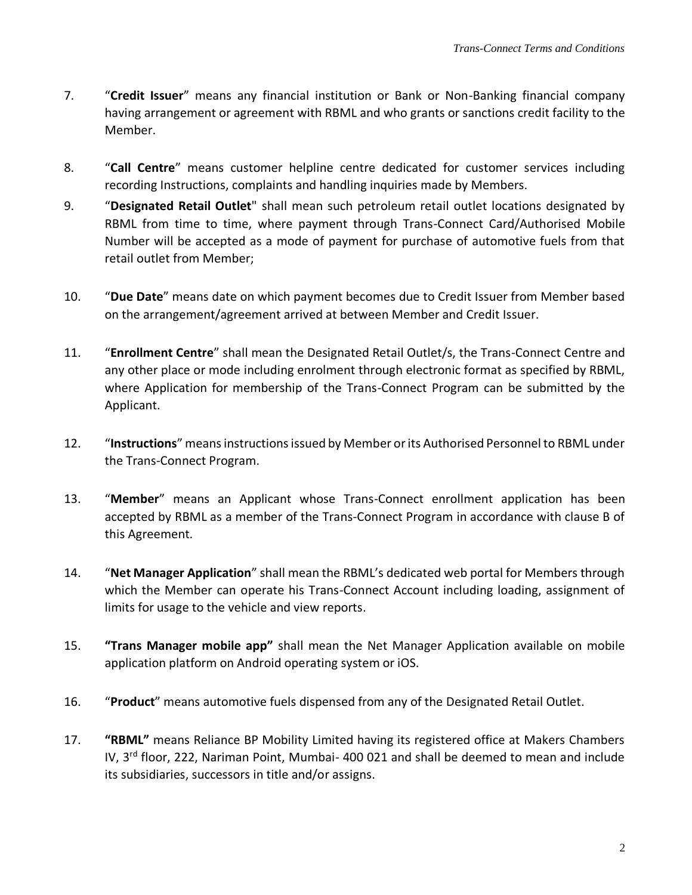7. “**Credit Issuer**” means any financial institution or Bank or Non-Banking financial company having arrangement or agreement with RBML and who grants or sanctions credit facility to the Member.

8. “**Call Centre**” means customer helpline centre dedicated for customer services including recording Instructions, complaints and handling inquiries made by Members.

9. “**Designated Retail Outlet**" shall mean such petroleum retail outlet locations designated by RBML from time to time, where payment through Trans-Connect Card/Authorised Mobile Number will be accepted as a mode of payment for purchase of automotive fuels from that retail outlet from Member;

10. “**Due Date**” means date on which payment becomes due to Credit Issuer from Member based on the arrangement/agreement arrived at between Member and Credit Issuer.

11. “**Enrollment Centre**” shall mean the Designated Retail Outlet/s, the Trans-Connect Centre and any other place or mode including enrolment through electronic format as specified by RBML, where Application for membership of the Trans-Connect Program can be submitted by the Applicant.

12. “**Instructions**” means instructions issued by Member or its Authorised Personnel to RBML under the Trans-Connect Program.

13. “**Member**” means an Applicant whose Trans-Connect enrollment application has been accepted by RBML as a member of the Trans-Connect Program in accordance with clause B of this Agreement.

14. “**Net Manager Application**” shall mean the RBML’s dedicated web portal for Members through which the Member can operate his Trans-Connect Account including loading, assignment of limits for usage to the vehicle and view reports.

15. **“Trans Manager mobile app”** shall mean the Net Manager Application available on mobile application platform on Android operating system or iOS.

16. “**Product**” means automotive fuels dispensed from any of the Designated Retail Outlet.

17. **“RBML”** means Reliance BP Mobility Limited having its registered office at Makers Chambers IV, 3rd floor, 222, Nariman Point, Mumbai- 400 021 and shall be deemed to mean and include its subsidiaries, successors in title and/or assigns.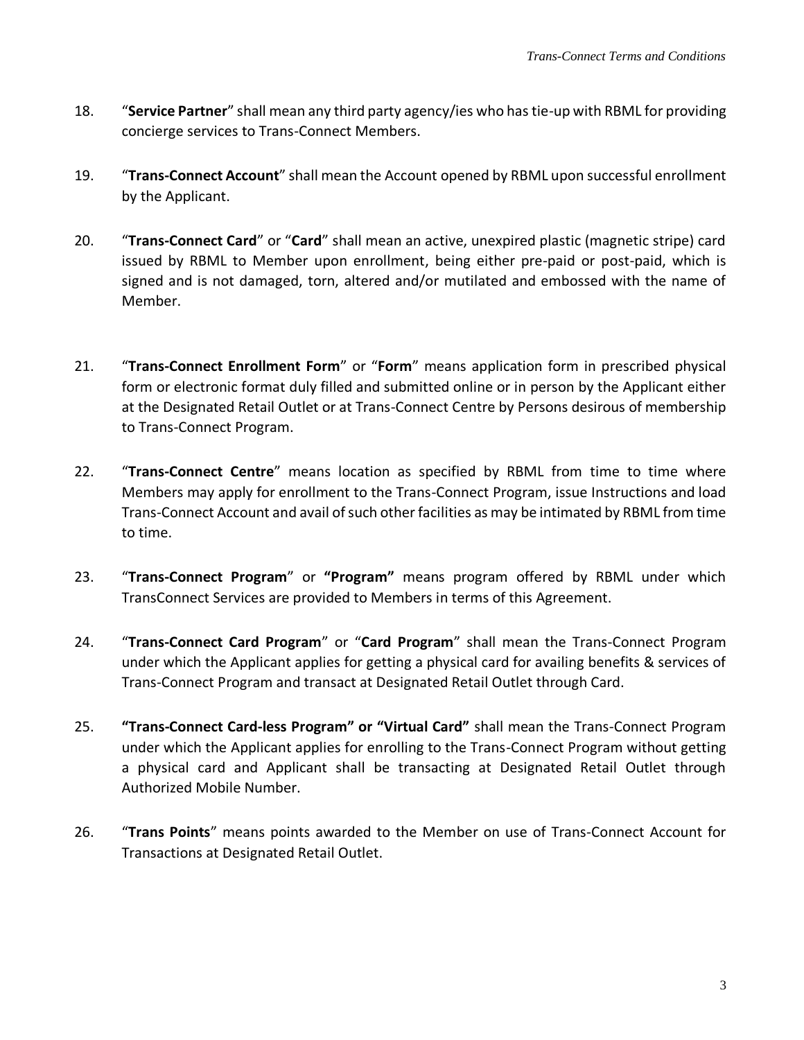18. "**Service Partner**" shall mean any third party agency/ies who has tie-up with RBML for providing concierge services to Trans-Connect Members.

19. "**Trans-Connect Account**" shall mean the Account opened by RBML upon successful enrollment by the Applicant.

20. "**Trans-Connect Card**" or "**Card**" shall mean an active, unexpired plastic (magnetic stripe) card issued by RBML to Member upon enrollment, being either pre-paid or post-paid, which is signed and is not damaged, torn, altered and/or mutilated and embossed with the name of Member.

21. "**Trans-Connect Enrollment Form**" or "**Form**" means application form in prescribed physical form or electronic format duly filled and submitted online or in person by the Applicant either at the Designated Retail Outlet or at Trans-Connect Centre by Persons desirous of membership to Trans-Connect Program.

22. "**Trans-Connect Centre**" means location as specified by RBML from time to time where Members may apply for enrollment to the Trans-Connect Program, issue Instructions and load Trans-Connect Account and avail of such other facilities as may be intimated by RBML from time to time.

23. "**Trans-Connect Program**" or **"Program"** means program offered by RBML under which TransConnect Services are provided to Members in terms of this Agreement.

24. "**Trans-Connect Card Program**" or "**Card Program**" shall mean the Trans-Connect Program under which the Applicant applies for getting a physical card for availing benefits & services of Trans-Connect Program and transact at Designated Retail Outlet through Card.

25. **"Trans-Connect Card-less Program" or "Virtual Card"** shall mean the Trans-Connect Program under which the Applicant applies for enrolling to the Trans-Connect Program without getting a physical card and Applicant shall be transacting at Designated Retail Outlet through Authorized Mobile Number.

26. "**Trans Points**" means points awarded to the Member on use of Trans-Connect Account for Transactions at Designated Retail Outlet.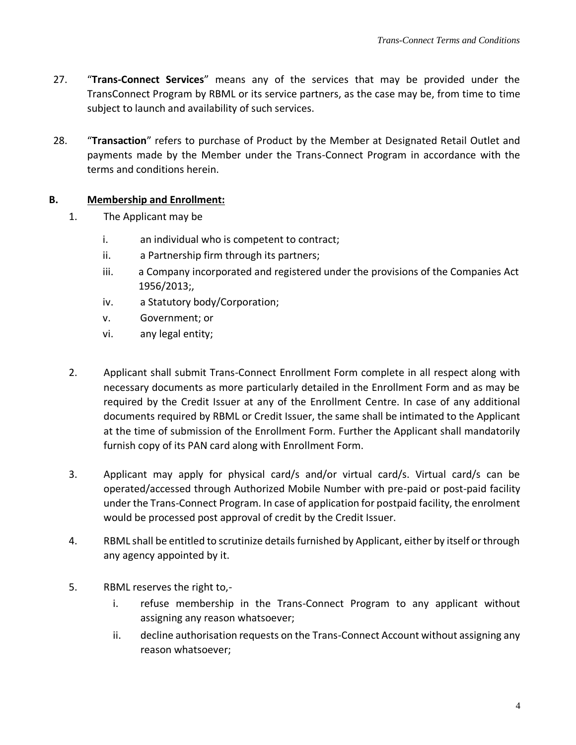27. "**Trans-Connect Services**" means any of the services that may be provided under the TransConnect Program by RBML or its service partners, as the case may be, from time to time subject to launch and availability of such services.

28. "**Transaction**" refers to purchase of Product by the Member at Designated Retail Outlet and payments made by the Member under the Trans-Connect Program in accordance with the terms and conditions herein.

## B. Membership and Enrollment:

1. The Applicant may be

   i. an individual who is competent to contract;

   ii. a Partnership firm through its partners;

   iii. a Company incorporated and registered under the provisions of the Companies Act 1956/2013;,

   iv. a Statutory body/Corporation;

   v. Government; or

   vi. any legal entity;

2. Applicant shall submit Trans-Connect Enrollment Form complete in all respect along with necessary documents as more particularly detailed in the Enrollment Form and as may be required by the Credit Issuer at any of the Enrollment Centre. In case of any additional documents required by RBML or Credit Issuer, the same shall be intimated to the Applicant at the time of submission of the Enrollment Form. Further the Applicant shall mandatorily furnish copy of its PAN card along with Enrollment Form.

3. Applicant may apply for physical card/s and/or virtual card/s. Virtual card/s can be operated/accessed through Authorized Mobile Number with pre-paid or post-paid facility under the Trans-Connect Program. In case of application for postpaid facility, the enrolment would be processed post approval of credit by the Credit Issuer.

4. RBML shall be entitled to scrutinize details furnished by Applicant, either by itself or through any agency appointed by it.

5. RBML reserves the right to,-

   i. refuse membership in the Trans-Connect Program to any applicant without assigning any reason whatsoever;

   ii. decline authorisation requests on the Trans-Connect Account without assigning any reason whatsoever;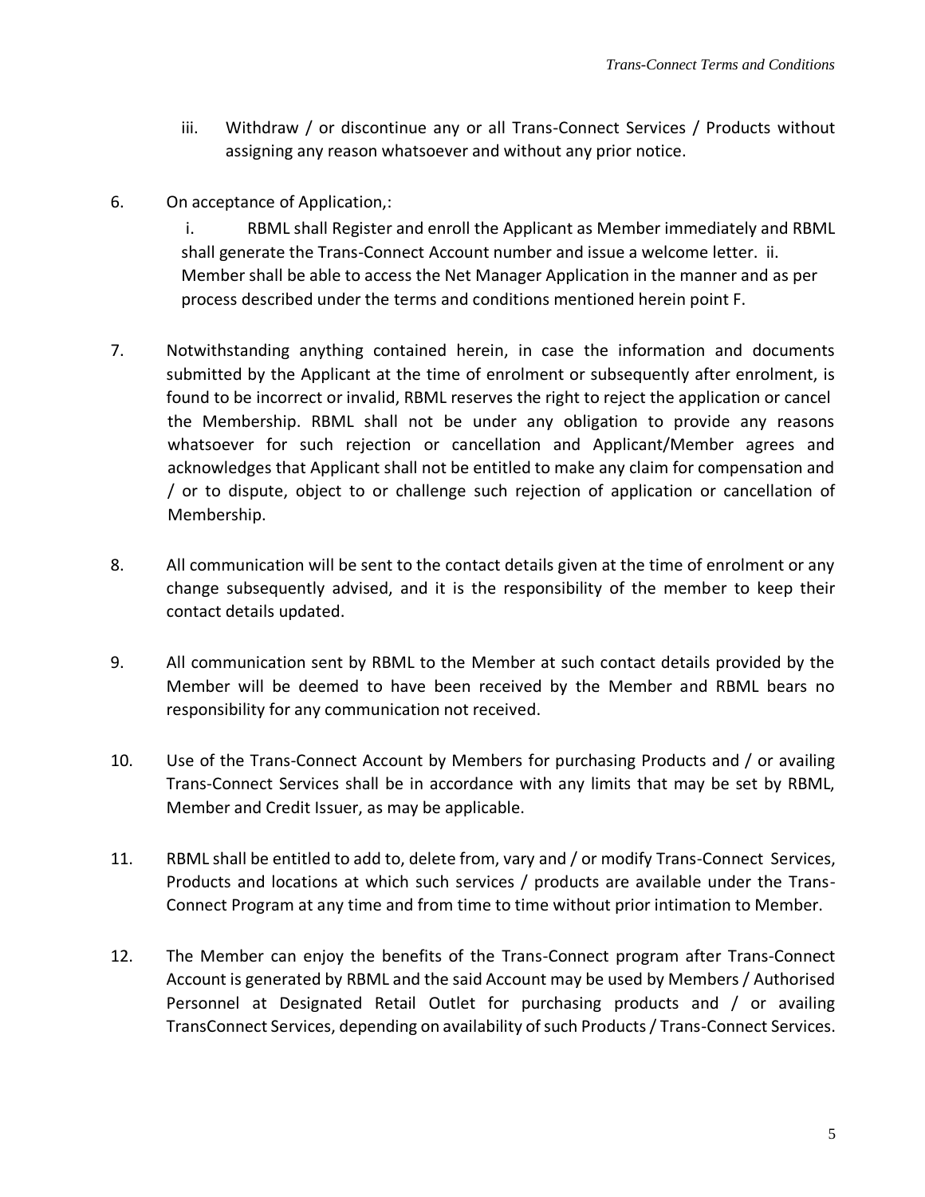iii. Withdraw / or discontinue any or all Trans-Connect Services / Products without assigning any reason whatsoever and without any prior notice.

6. On acceptance of Application,:

   i. RBML shall Register and enroll the Applicant as Member immediately and RBML shall generate the Trans-Connect Account number and issue a welcome letter. ii. Member shall be able to access the Net Manager Application in the manner and as per process described under the terms and conditions mentioned herein point F.

7. Notwithstanding anything contained herein, in case the information and documents submitted by the Applicant at the time of enrolment or subsequently after enrolment, is found to be incorrect or invalid, RBML reserves the right to reject the application or cancel the Membership. RBML shall not be under any obligation to provide any reasons whatsoever for such rejection or cancellation and Applicant/Member agrees and acknowledges that Applicant shall not be entitled to make any claim for compensation and / or to dispute, object to or challenge such rejection of application or cancellation of Membership.

8. All communication will be sent to the contact details given at the time of enrolment or any change subsequently advised, and it is the responsibility of the member to keep their contact details updated.

9. All communication sent by RBML to the Member at such contact details provided by the Member will be deemed to have been received by the Member and RBML bears no responsibility for any communication not received.

10. Use of the Trans-Connect Account by Members for purchasing Products and / or availing Trans-Connect Services shall be in accordance with any limits that may be set by RBML, Member and Credit Issuer, as may be applicable.

11. RBML shall be entitled to add to, delete from, vary and / or modify Trans-Connect Services, Products and locations at which such services / products are available under the Trans-Connect Program at any time and from time to time without prior intimation to Member.

12. The Member can enjoy the benefits of the Trans-Connect program after Trans-Connect Account is generated by RBML and the said Account may be used by Members / Authorised Personnel at Designated Retail Outlet for purchasing products and / or availing TransConnect Services, depending on availability of such Products / Trans-Connect Services.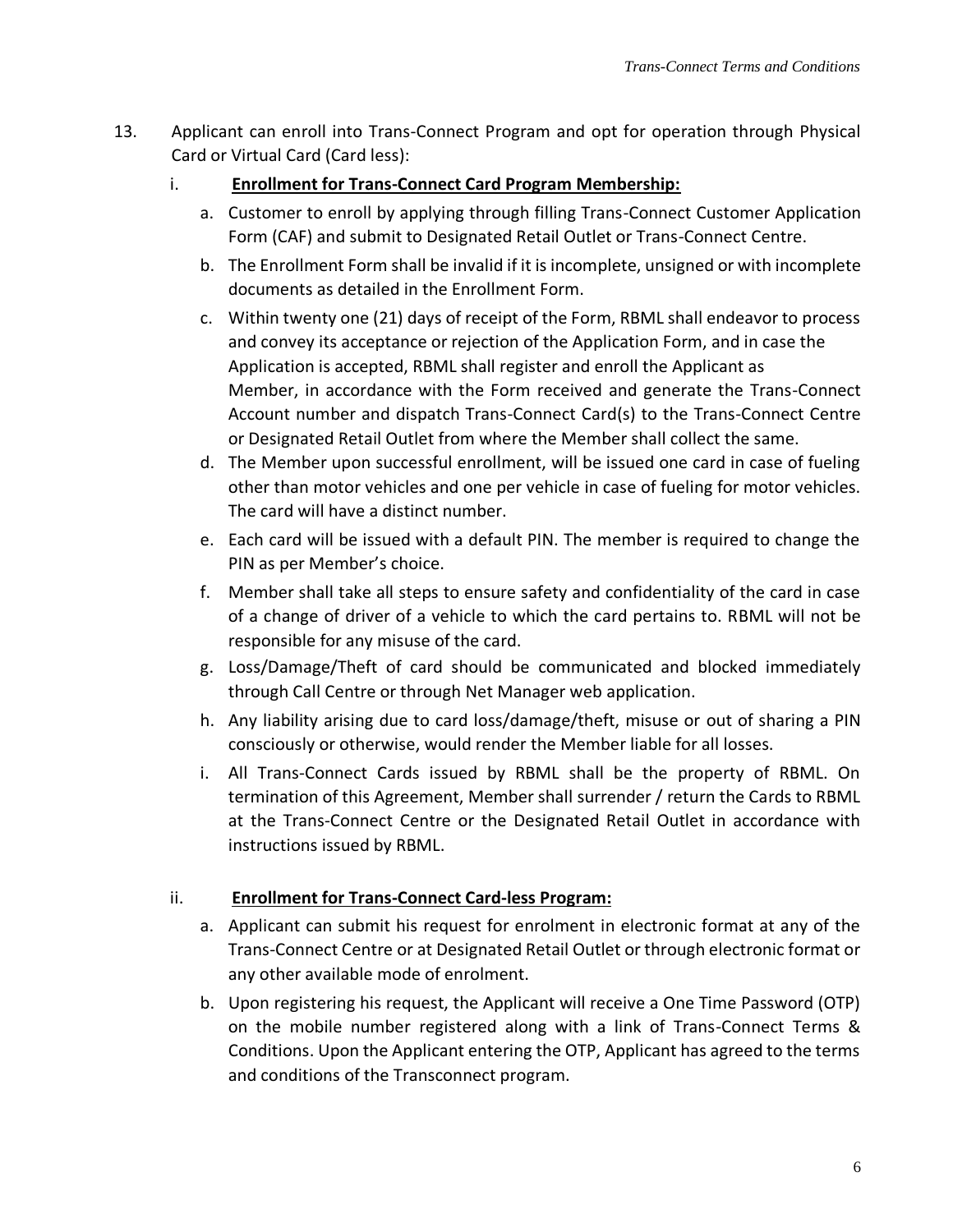13. Applicant can enroll into Trans-Connect Program and opt for operation through Physical Card or Virtual Card (Card less):

    i. **Enrollment for Trans-Connect Card Program Membership:**

       a. Customer to enroll by applying through filling Trans-Connect Customer Application Form (CAF) and submit to Designated Retail Outlet or Trans-Connect Centre.

       b. The Enrollment Form shall be invalid if it is incomplete, unsigned or with incomplete documents as detailed in the Enrollment Form.

       c. Within twenty one (21) days of receipt of the Form, RBML shall endeavor to process and convey its acceptance or rejection of the Application Form, and in case the Application is accepted, RBML shall register and enroll the Applicant as Member, in accordance with the Form received and generate the Trans-Connect Account number and dispatch Trans-Connect Card(s) to the Trans-Connect Centre or Designated Retail Outlet from where the Member shall collect the same.

       d. The Member upon successful enrollment, will be issued one card in case of fueling other than motor vehicles and one per vehicle in case of fueling for motor vehicles. The card will have a distinct number.

       e. Each card will be issued with a default PIN. The member is required to change the PIN as per Member's choice.

       f. Member shall take all steps to ensure safety and confidentiality of the card in case of a change of driver of a vehicle to which the card pertains to. RBML will not be responsible for any misuse of the card.

       g. Loss/Damage/Theft of card should be communicated and blocked immediately through Call Centre or through Net Manager web application.

       h. Any liability arising due to card loss/damage/theft, misuse or out of sharing a PIN consciously or otherwise, would render the Member liable for all losses.

       i. All Trans-Connect Cards issued by RBML shall be the property of RBML. On termination of this Agreement, Member shall surrender / return the Cards to RBML at the Trans-Connect Centre or the Designated Retail Outlet in accordance with instructions issued by RBML.

    ii. **Enrollment for Trans-Connect Card-less Program:**

       a. Applicant can submit his request for enrolment in electronic format at any of the Trans-Connect Centre or at Designated Retail Outlet or through electronic format or any other available mode of enrolment.

       b. Upon registering his request, the Applicant will receive a One Time Password (OTP) on the mobile number registered along with a link of Trans-Connect Terms & Conditions. Upon the Applicant entering the OTP, Applicant has agreed to the terms and conditions of the Transconnect program.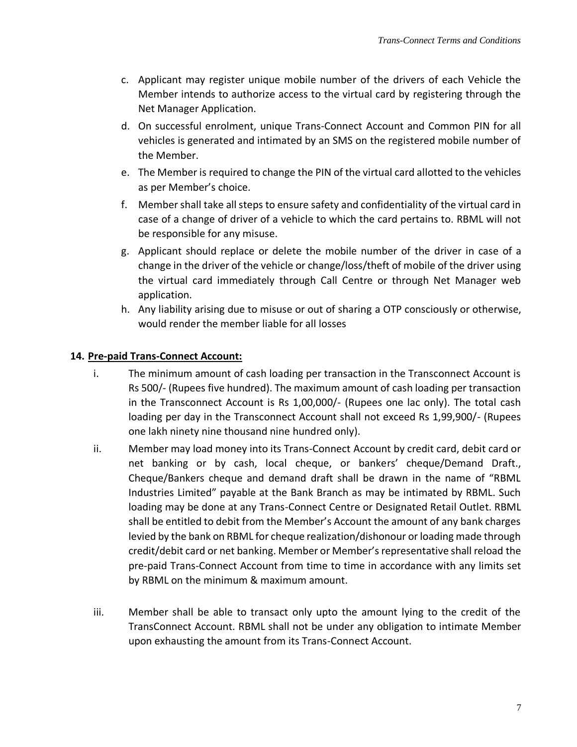c. Applicant may register unique mobile number of the drivers of each Vehicle the Member intends to authorize access to the virtual card by registering through the Net Manager Application.

d. On successful enrolment, unique Trans-Connect Account and Common PIN for all vehicles is generated and intimated by an SMS on the registered mobile number of the Member.

e. The Member is required to change the PIN of the virtual card allotted to the vehicles as per Member's choice.

f. Member shall take all steps to ensure safety and confidentiality of the virtual card in case of a change of driver of a vehicle to which the card pertains to. RBML will not be responsible for any misuse.

g. Applicant should replace or delete the mobile number of the driver in case of a change in the driver of the vehicle or change/loss/theft of mobile of the driver using the virtual card immediately through Call Centre or through Net Manager web application.

h. Any liability arising due to misuse or out of sharing a OTP consciously or otherwise, would render the member liable for all losses

**14. <u>Pre-paid Trans-Connect Account:</u>**

i. The minimum amount of cash loading per transaction in the Transconnect Account is Rs 500/- (Rupees five hundred). The maximum amount of cash loading per transaction in the Transconnect Account is Rs 1,00,000/- (Rupees one lac only). The total cash loading per day in the Transconnect Account shall not exceed Rs 1,99,900/- (Rupees one lakh ninety nine thousand nine hundred only).

ii. Member may load money into its Trans-Connect Account by credit card, debit card or net banking or by cash, local cheque, or bankers' cheque/Demand Draft., Cheque/Bankers cheque and demand draft shall be drawn in the name of "RBML Industries Limited" payable at the Bank Branch as may be intimated by RBML. Such loading may be done at any Trans-Connect Centre or Designated Retail Outlet. RBML shall be entitled to debit from the Member's Account the amount of any bank charges levied by the bank on RBML for cheque realization/dishonour or loading made through credit/debit card or net banking. Member or Member's representative shall reload the pre-paid Trans-Connect Account from time to time in accordance with any limits set by RBML on the minimum & maximum amount.

iii. Member shall be able to transact only upto the amount lying to the credit of the TransConnect Account. RBML shall not be under any obligation to intimate Member upon exhausting the amount from its Trans-Connect Account.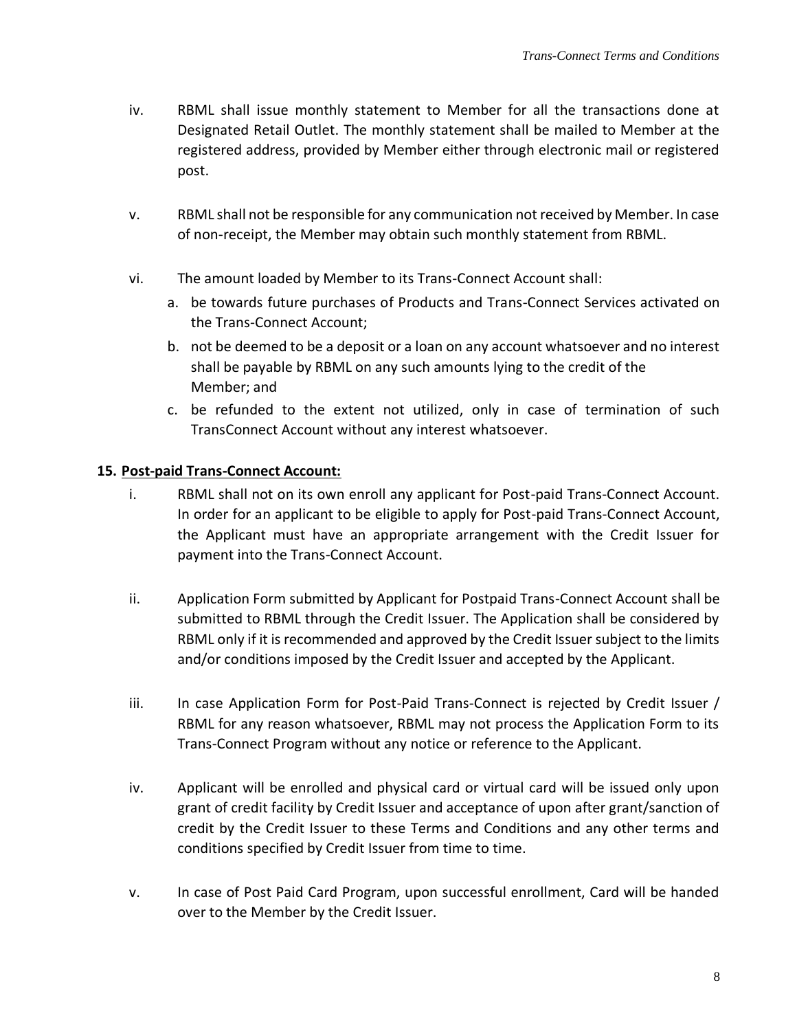iv. RBML shall issue monthly statement to Member for all the transactions done at Designated Retail Outlet. The monthly statement shall be mailed to Member at the registered address, provided by Member either through electronic mail or registered post.

v. RBML shall not be responsible for any communication not received by Member. In case of non-receipt, the Member may obtain such monthly statement from RBML.

vi. The amount loaded by Member to its Trans-Connect Account shall:

   a. be towards future purchases of Products and Trans-Connect Services activated on the Trans-Connect Account;
   b. not be deemed to be a deposit or a loan on any account whatsoever and no interest shall be payable by RBML on any such amounts lying to the credit of the Member; and
   c. be refunded to the extent not utilized, only in case of termination of such TransConnect Account without any interest whatsoever.

**15. <u>Post-paid Trans-Connect Account:</u>**

i. RBML shall not on its own enroll any applicant for Post-paid Trans-Connect Account. In order for an applicant to be eligible to apply for Post-paid Trans-Connect Account, the Applicant must have an appropriate arrangement with the Credit Issuer for payment into the Trans-Connect Account.

ii. Application Form submitted by Applicant for Postpaid Trans-Connect Account shall be submitted to RBML through the Credit Issuer. The Application shall be considered by RBML only if it is recommended and approved by the Credit Issuer subject to the limits and/or conditions imposed by the Credit Issuer and accepted by the Applicant.

iii. In case Application Form for Post-Paid Trans-Connect is rejected by Credit Issuer / RBML for any reason whatsoever, RBML may not process the Application Form to its Trans-Connect Program without any notice or reference to the Applicant.

iv. Applicant will be enrolled and physical card or virtual card will be issued only upon grant of credit facility by Credit Issuer and acceptance of upon after grant/sanction of credit by the Credit Issuer to these Terms and Conditions and any other terms and conditions specified by Credit Issuer from time to time.

v. In case of Post Paid Card Program, upon successful enrollment, Card will be handed over to the Member by the Credit Issuer.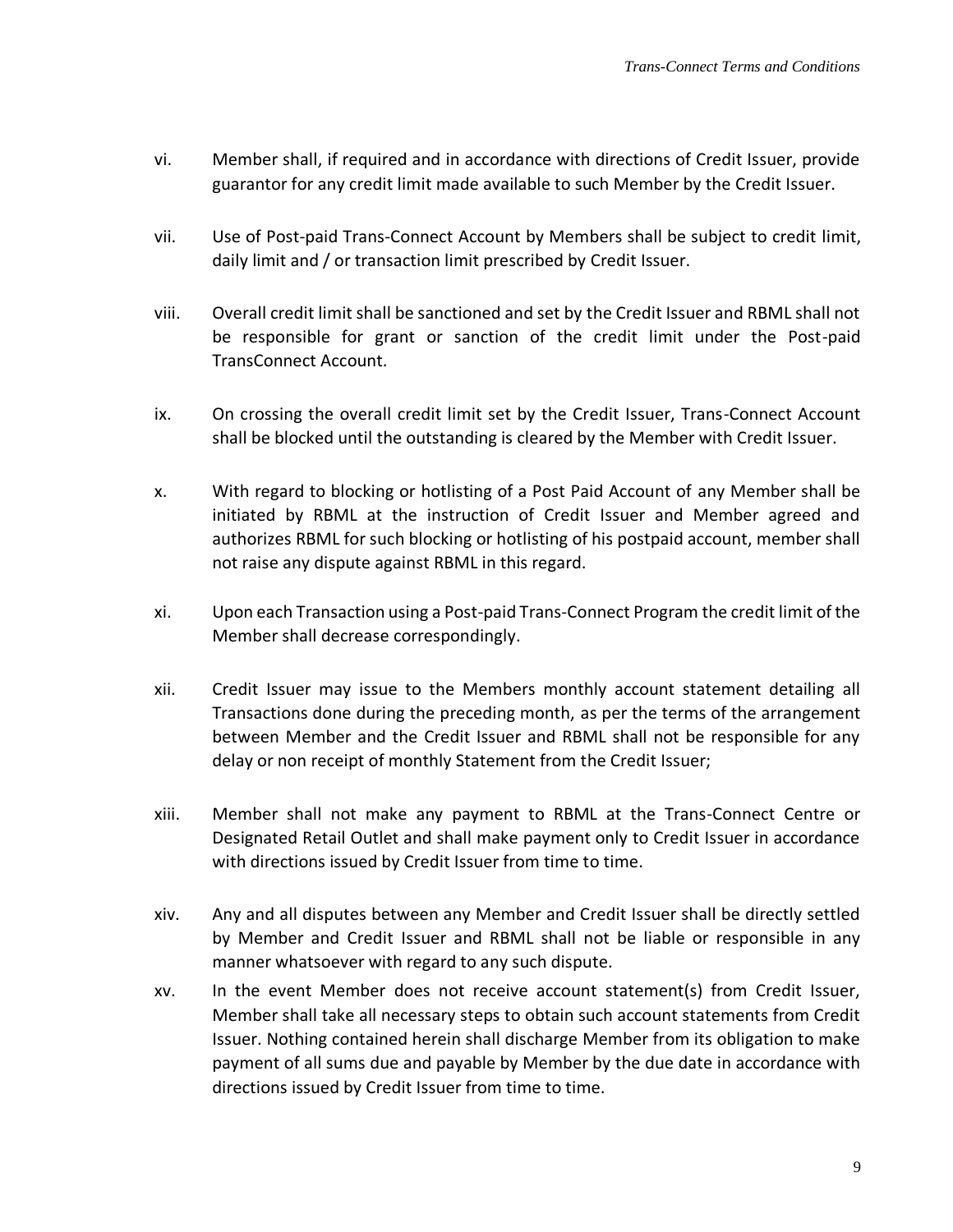vi. Member shall, if required and in accordance with directions of Credit Issuer, provide guarantor for any credit limit made available to such Member by the Credit Issuer.

vii. Use of Post-paid Trans-Connect Account by Members shall be subject to credit limit, daily limit and / or transaction limit prescribed by Credit Issuer.

viii. Overall credit limit shall be sanctioned and set by the Credit Issuer and RBML shall not be responsible for grant or sanction of the credit limit under the Post-paid TransConnect Account.

ix. On crossing the overall credit limit set by the Credit Issuer, Trans-Connect Account shall be blocked until the outstanding is cleared by the Member with Credit Issuer.

x. With regard to blocking or hotlisting of a Post Paid Account of any Member shall be initiated by RBML at the instruction of Credit Issuer and Member agreed and authorizes RBML for such blocking or hotlisting of his postpaid account, member shall not raise any dispute against RBML in this regard.

xi. Upon each Transaction using a Post-paid Trans-Connect Program the credit limit of the Member shall decrease correspondingly.

xii. Credit Issuer may issue to the Members monthly account statement detailing all Transactions done during the preceding month, as per the terms of the arrangement between Member and the Credit Issuer and RBML shall not be responsible for any delay or non receipt of monthly Statement from the Credit Issuer;

xiii. Member shall not make any payment to RBML at the Trans-Connect Centre or Designated Retail Outlet and shall make payment only to Credit Issuer in accordance with directions issued by Credit Issuer from time to time.

xiv. Any and all disputes between any Member and Credit Issuer shall be directly settled by Member and Credit Issuer and RBML shall not be liable or responsible in any manner whatsoever with regard to any such dispute.

xv. In the event Member does not receive account statement(s) from Credit Issuer, Member shall take all necessary steps to obtain such account statements from Credit Issuer. Nothing contained herein shall discharge Member from its obligation to make payment of all sums due and payable by Member by the due date in accordance with directions issued by Credit Issuer from time to time.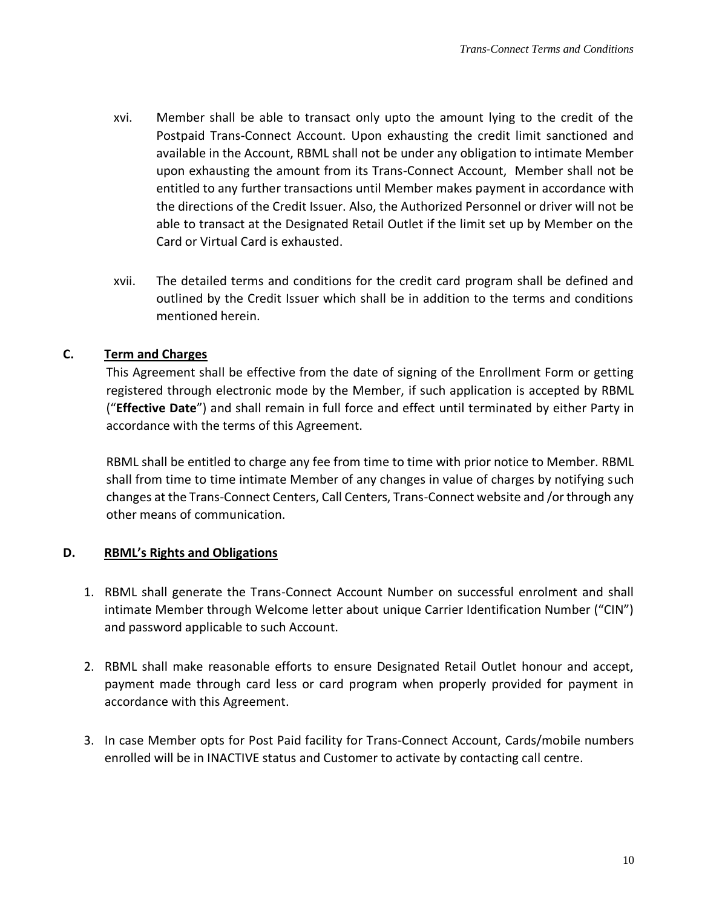xvi. Member shall be able to transact only upto the amount lying to the credit of the Postpaid Trans-Connect Account. Upon exhausting the credit limit sanctioned and available in the Account, RBML shall not be under any obligation to intimate Member upon exhausting the amount from its Trans-Connect Account, Member shall not be entitled to any further transactions until Member makes payment in accordance with the directions of the Credit Issuer. Also, the Authorized Personnel or driver will not be able to transact at the Designated Retail Outlet if the limit set up by Member on the Card or Virtual Card is exhausted.

xvii. The detailed terms and conditions for the credit card program shall be defined and outlined by the Credit Issuer which shall be in addition to the terms and conditions mentioned herein.

## C. Term and Charges

This Agreement shall be effective from the date of signing of the Enrollment Form or getting registered through electronic mode by the Member, if such application is accepted by RBML ("**Effective Date**") and shall remain in full force and effect until terminated by either Party in accordance with the terms of this Agreement.

RBML shall be entitled to charge any fee from time to time with prior notice to Member. RBML shall from time to time intimate Member of any changes in value of charges by notifying such changes at the Trans-Connect Centers, Call Centers, Trans-Connect website and /or through any other means of communication.

## D. RBML's Rights and Obligations

1. RBML shall generate the Trans-Connect Account Number on successful enrolment and shall intimate Member through Welcome letter about unique Carrier Identification Number ("CIN") and password applicable to such Account.

2. RBML shall make reasonable efforts to ensure Designated Retail Outlet honour and accept, payment made through card less or card program when properly provided for payment in accordance with this Agreement.

3. In case Member opts for Post Paid facility for Trans-Connect Account, Cards/mobile numbers enrolled will be in INACTIVE status and Customer to activate by contacting call centre.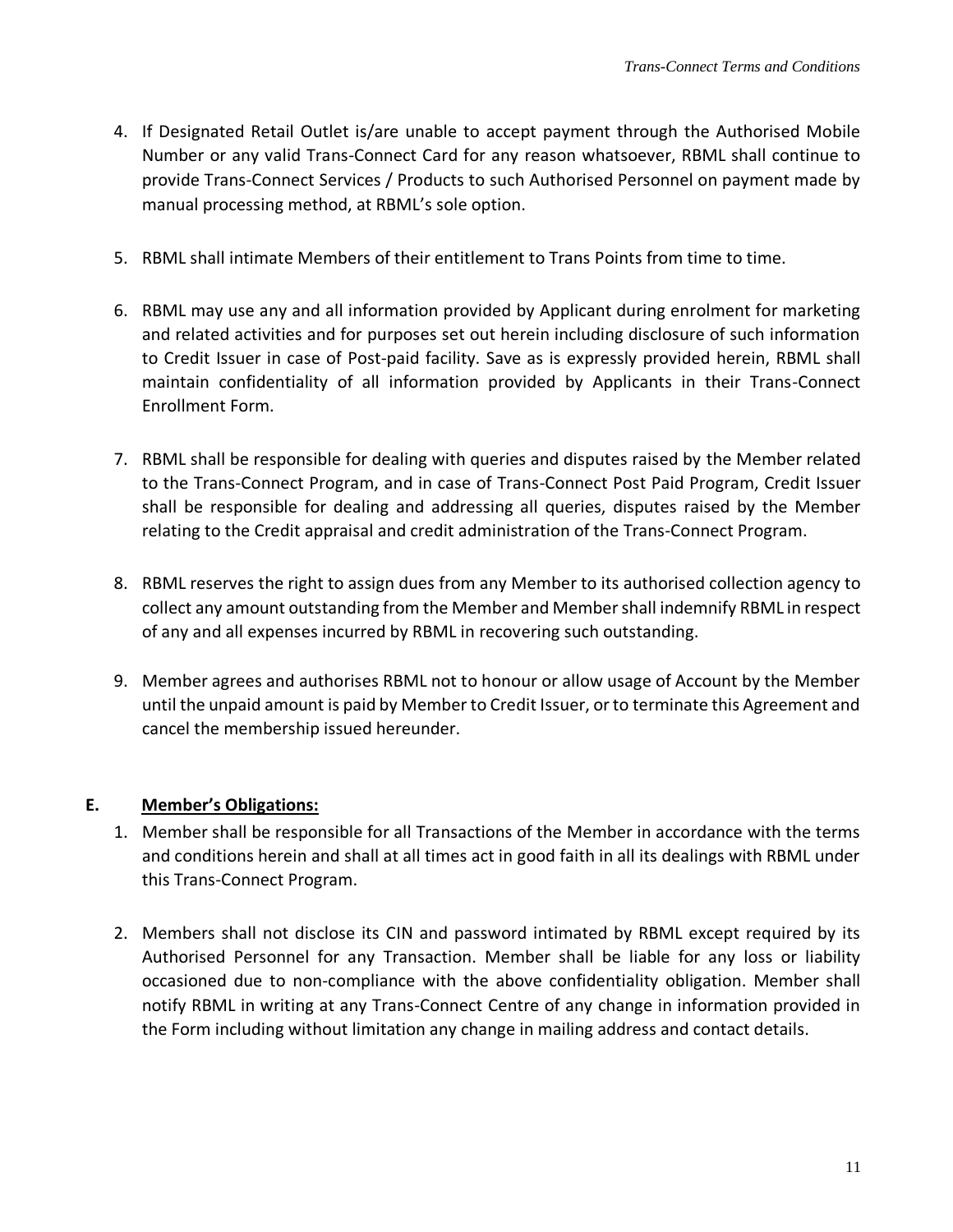4. If Designated Retail Outlet is/are unable to accept payment through the Authorised Mobile Number or any valid Trans-Connect Card for any reason whatsoever, RBML shall continue to provide Trans-Connect Services / Products to such Authorised Personnel on payment made by manual processing method, at RBML's sole option.

5. RBML shall intimate Members of their entitlement to Trans Points from time to time.

6. RBML may use any and all information provided by Applicant during enrolment for marketing and related activities and for purposes set out herein including disclosure of such information to Credit Issuer in case of Post-paid facility. Save as is expressly provided herein, RBML shall maintain confidentiality of all information provided by Applicants in their Trans-Connect Enrollment Form.

7. RBML shall be responsible for dealing with queries and disputes raised by the Member related to the Trans-Connect Program, and in case of Trans-Connect Post Paid Program, Credit Issuer shall be responsible for dealing and addressing all queries, disputes raised by the Member relating to the Credit appraisal and credit administration of the Trans-Connect Program.

8. RBML reserves the right to assign dues from any Member to its authorised collection agency to collect any amount outstanding from the Member and Member shall indemnify RBML in respect of any and all expenses incurred by RBML in recovering such outstanding.

9. Member agrees and authorises RBML not to honour or allow usage of Account by the Member until the unpaid amount is paid by Member to Credit Issuer, or to terminate this Agreement and cancel the membership issued hereunder.

## E. <u>Member's Obligations:</u>

1. Member shall be responsible for all Transactions of the Member in accordance with the terms and conditions herein and shall at all times act in good faith in all its dealings with RBML under this Trans-Connect Program.

2. Members shall not disclose its CIN and password intimated by RBML except required by its Authorised Personnel for any Transaction. Member shall be liable for any loss or liability occasioned due to non-compliance with the above confidentiality obligation. Member shall notify RBML in writing at any Trans-Connect Centre of any change in information provided in the Form including without limitation any change in mailing address and contact details.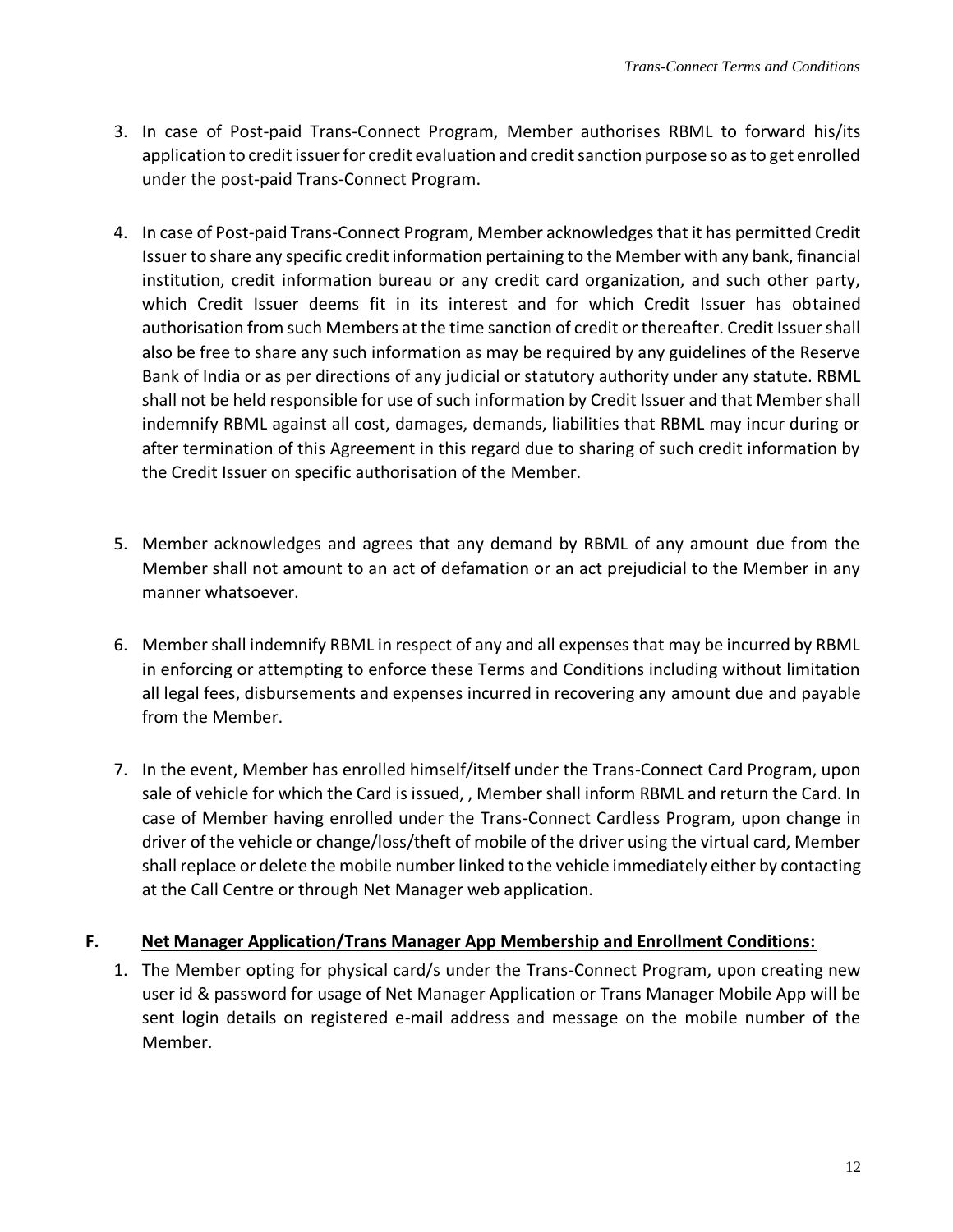3. In case of Post-paid Trans-Connect Program, Member authorises RBML to forward his/its application to credit issuer for credit evaluation and credit sanction purpose so as to get enrolled under the post-paid Trans-Connect Program.

4. In case of Post-paid Trans-Connect Program, Member acknowledges that it has permitted Credit Issuer to share any specific credit information pertaining to the Member with any bank, financial institution, credit information bureau or any credit card organization, and such other party, which Credit Issuer deems fit in its interest and for which Credit Issuer has obtained authorisation from such Members at the time sanction of credit or thereafter. Credit Issuer shall also be free to share any such information as may be required by any guidelines of the Reserve Bank of India or as per directions of any judicial or statutory authority under any statute. RBML shall not be held responsible for use of such information by Credit Issuer and that Member shall indemnify RBML against all cost, damages, demands, liabilities that RBML may incur during or after termination of this Agreement in this regard due to sharing of such credit information by the Credit Issuer on specific authorisation of the Member.

5. Member acknowledges and agrees that any demand by RBML of any amount due from the Member shall not amount to an act of defamation or an act prejudicial to the Member in any manner whatsoever.

6. Member shall indemnify RBML in respect of any and all expenses that may be incurred by RBML in enforcing or attempting to enforce these Terms and Conditions including without limitation all legal fees, disbursements and expenses incurred in recovering any amount due and payable from the Member.

7. In the event, Member has enrolled himself/itself under the Trans-Connect Card Program, upon sale of vehicle for which the Card is issued, , Member shall inform RBML and return the Card. In case of Member having enrolled under the Trans-Connect Cardless Program, upon change in driver of the vehicle or change/loss/theft of mobile of the driver using the virtual card, Member shall replace or delete the mobile number linked to the vehicle immediately either by contacting at the Call Centre or through Net Manager web application.

## F. <u>Net Manager Application/Trans Manager App Membership and Enrollment Conditions:</u>

1. The Member opting for physical card/s under the Trans-Connect Program, upon creating new user id & password for usage of Net Manager Application or Trans Manager Mobile App will be sent login details on registered e-mail address and message on the mobile number of the Member.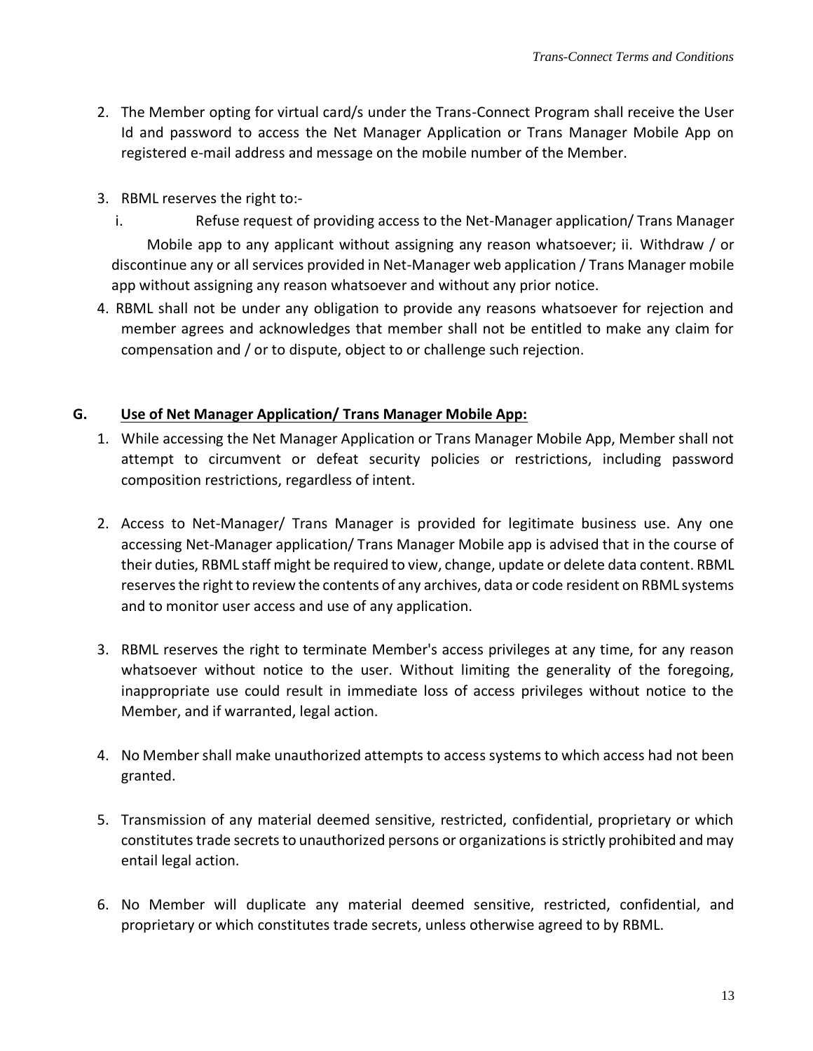2. The Member opting for virtual card/s under the Trans-Connect Program shall receive the User Id and password to access the Net Manager Application or Trans Manager Mobile App on registered e-mail address and message on the mobile number of the Member.

3. RBML reserves the right to:-
   i. Refuse request of providing access to the Net-Manager application/ Trans Manager Mobile app to any applicant without assigning any reason whatsoever;
   ii. Withdraw / or discontinue any or all services provided in Net-Manager web application / Trans Manager mobile app without assigning any reason whatsoever and without any prior notice.

4. RBML shall not be under any obligation to provide any reasons whatsoever for rejection and member agrees and acknowledges that member shall not be entitled to make any claim for compensation and / or to dispute, object to or challenge such rejection.

## G. Use of Net Manager Application/ Trans Manager Mobile App:

1. While accessing the Net Manager Application or Trans Manager Mobile App, Member shall not attempt to circumvent or defeat security policies or restrictions, including password composition restrictions, regardless of intent.

2. Access to Net-Manager/ Trans Manager is provided for legitimate business use. Any one accessing Net-Manager application/ Trans Manager Mobile app is advised that in the course of their duties, RBML staff might be required to view, change, update or delete data content. RBML reserves the right to review the contents of any archives, data or code resident on RBML systems and to monitor user access and use of any application.

3. RBML reserves the right to terminate Member's access privileges at any time, for any reason whatsoever without notice to the user. Without limiting the generality of the foregoing, inappropriate use could result in immediate loss of access privileges without notice to the Member, and if warranted, legal action.

4. No Member shall make unauthorized attempts to access systems to which access had not been granted.

5. Transmission of any material deemed sensitive, restricted, confidential, proprietary or which constitutes trade secrets to unauthorized persons or organizations is strictly prohibited and may entail legal action.

6. No Member will duplicate any material deemed sensitive, restricted, confidential, and proprietary or which constitutes trade secrets, unless otherwise agreed to by RBML.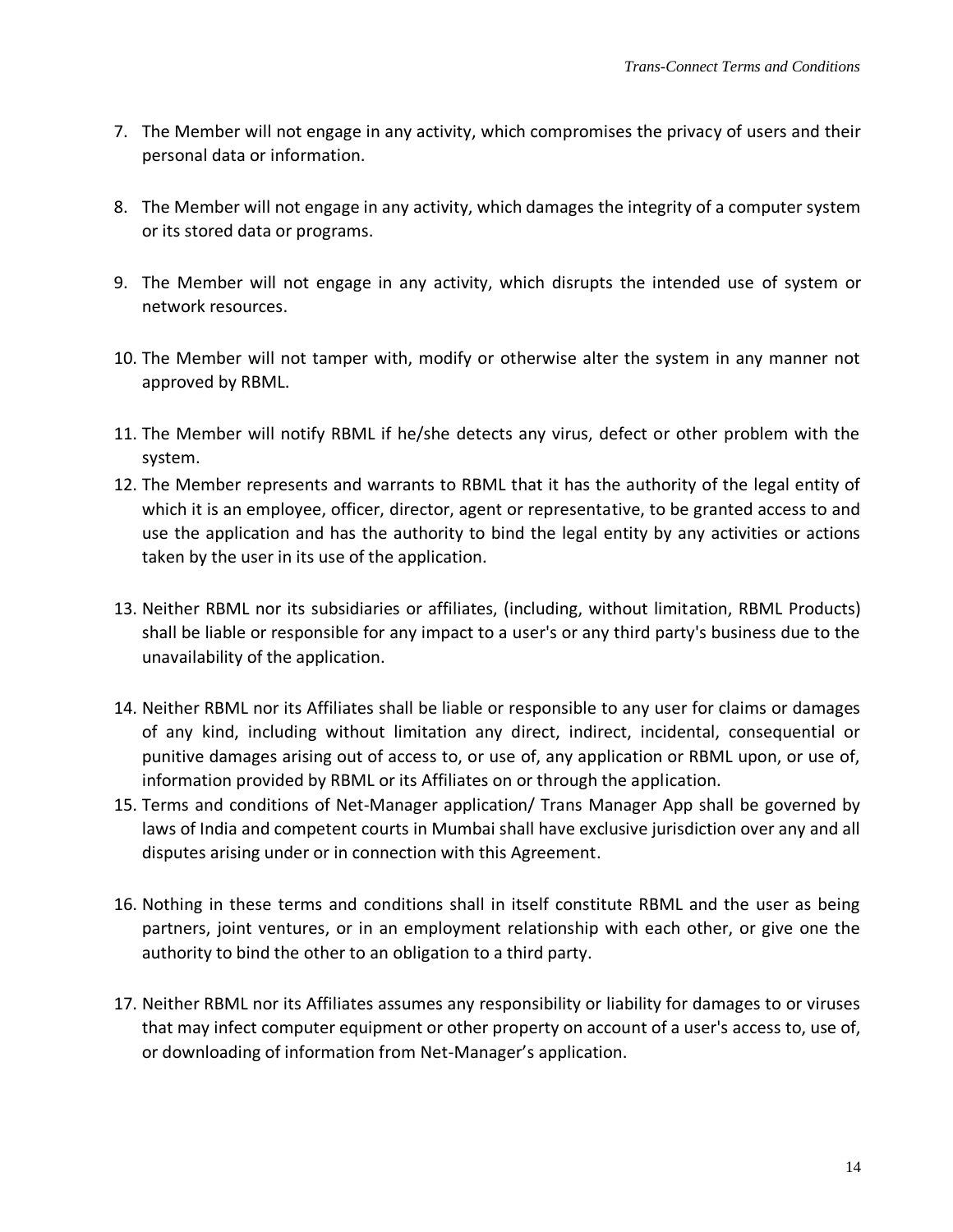7. The Member will not engage in any activity, which compromises the privacy of users and their personal data or information.

8. The Member will not engage in any activity, which damages the integrity of a computer system or its stored data or programs.

9. The Member will not engage in any activity, which disrupts the intended use of system or network resources.

10. The Member will not tamper with, modify or otherwise alter the system in any manner not approved by RBML.

11. The Member will notify RBML if he/she detects any virus, defect or other problem with the system.
12. The Member represents and warrants to RBML that it has the authority of the legal entity of which it is an employee, officer, director, agent or representative, to be granted access to and use the application and has the authority to bind the legal entity by any activities or actions taken by the user in its use of the application.

13. Neither RBML nor its subsidiaries or affiliates, (including, without limitation, RBML Products) shall be liable or responsible for any impact to a user's or any third party's business due to the unavailability of the application.

14. Neither RBML nor its Affiliates shall be liable or responsible to any user for claims or damages of any kind, including without limitation any direct, indirect, incidental, consequential or punitive damages arising out of access to, or use of, any application or RBML upon, or use of, information provided by RBML or its Affiliates on or through the application.
15. Terms and conditions of Net-Manager application/ Trans Manager App shall be governed by laws of India and competent courts in Mumbai shall have exclusive jurisdiction over any and all disputes arising under or in connection with this Agreement.

16. Nothing in these terms and conditions shall in itself constitute RBML and the user as being partners, joint ventures, or in an employment relationship with each other, or give one the authority to bind the other to an obligation to a third party.

17. Neither RBML nor its Affiliates assumes any responsibility or liability for damages to or viruses that may infect computer equipment or other property on account of a user's access to, use of, or downloading of information from Net-Manager's application.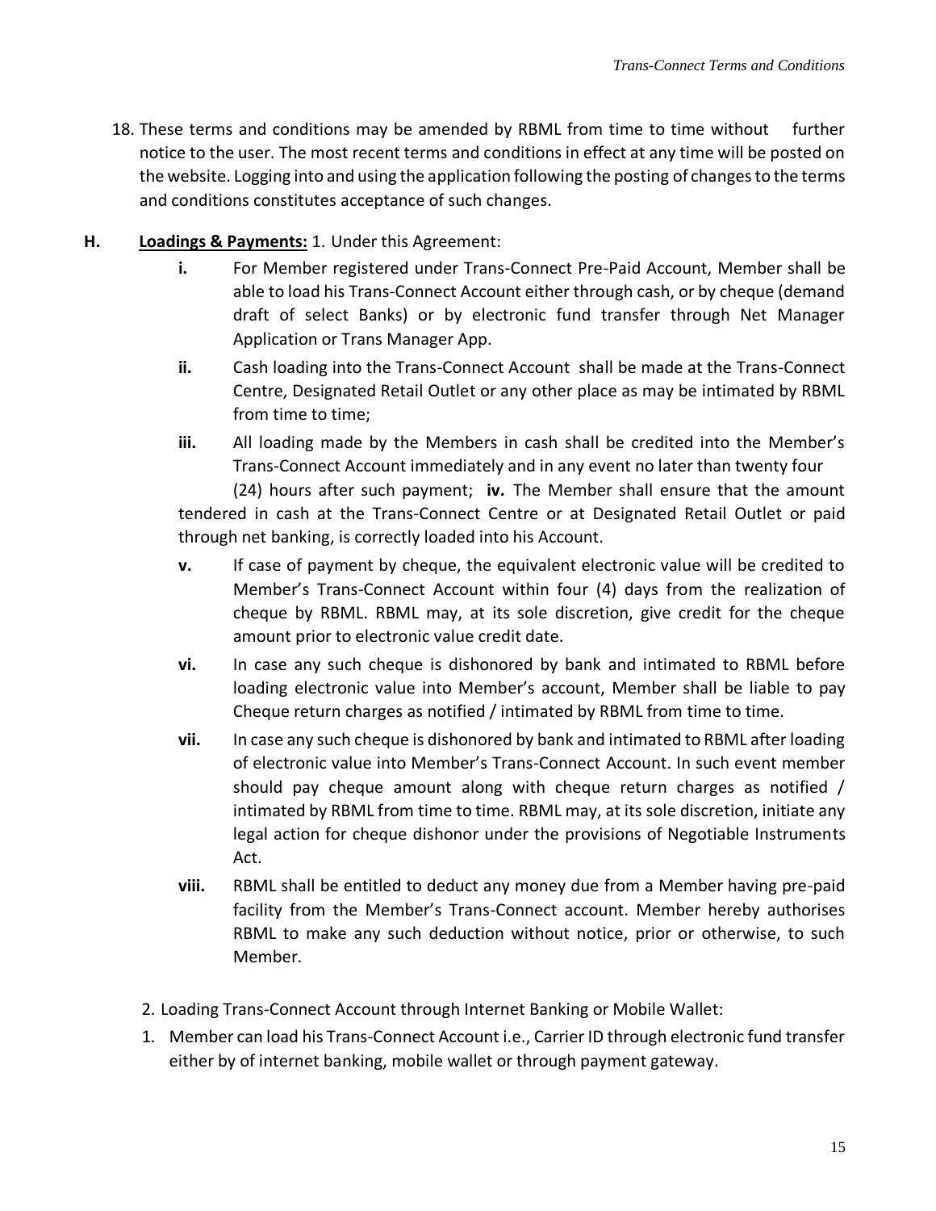18. These terms and conditions may be amended by RBML from time to time without further notice to the user. The most recent terms and conditions in effect at any time will be posted on the website. Logging into and using the application following the posting of changes to the terms and conditions constitutes acceptance of such changes.

**H.** **<u>Loadings & Payments:</u>** 1. Under this Agreement:

- **i.** For Member registered under Trans-Connect Pre-Paid Account, Member shall be able to load his Trans-Connect Account either through cash, or by cheque (demand draft of select Banks) or by electronic fund transfer through Net Manager Application or Trans Manager App.
- **ii.** Cash loading into the Trans-Connect Account shall be made at the Trans-Connect Centre, Designated Retail Outlet or any other place as may be intimated by RBML from time to time;
- **iii.** All loading made by the Members in cash shall be credited into the Member's Trans-Connect Account immediately and in any event no later than twenty four (24) hours after such payment;
- **iv.** The Member shall ensure that the amount tendered in cash at the Trans-Connect Centre or at Designated Retail Outlet or paid through net banking, is correctly loaded into his Account.
- **v.** If case of payment by cheque, the equivalent electronic value will be credited to Member's Trans-Connect Account within four (4) days from the realization of cheque by RBML. RBML may, at its sole discretion, give credit for the cheque amount prior to electronic value credit date.
- **vi.** In case any such cheque is dishonored by bank and intimated to RBML before loading electronic value into Member's account, Member shall be liable to pay Cheque return charges as notified / intimated by RBML from time to time.
- **vii.** In case any such cheque is dishonored by bank and intimated to RBML after loading of electronic value into Member's Trans-Connect Account. In such event member should pay cheque amount along with cheque return charges as notified / intimated by RBML from time to time. RBML may, at its sole discretion, initiate any legal action for cheque dishonor under the provisions of Negotiable Instruments Act.
- **viii.** RBML shall be entitled to deduct any money due from a Member having pre-paid facility from the Member's Trans-Connect account. Member hereby authorises RBML to make any such deduction without notice, prior or otherwise, to such Member.

2. Loading Trans-Connect Account through Internet Banking or Mobile Wallet:

1. Member can load his Trans-Connect Account i.e., Carrier ID through electronic fund transfer either by of internet banking, mobile wallet or through payment gateway.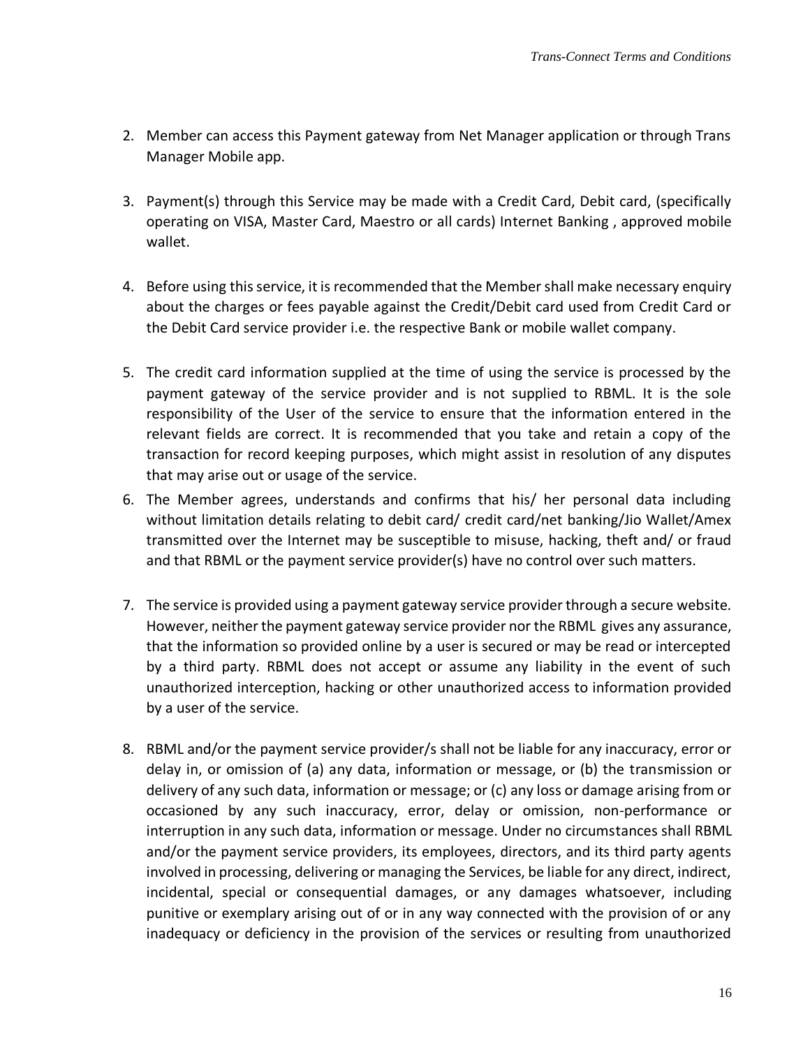2. Member can access this Payment gateway from Net Manager application or through Trans Manager Mobile app.

3. Payment(s) through this Service may be made with a Credit Card, Debit card, (specifically operating on VISA, Master Card, Maestro or all cards) Internet Banking , approved mobile wallet.

4. Before using this service, it is recommended that the Member shall make necessary enquiry about the charges or fees payable against the Credit/Debit card used from Credit Card or the Debit Card service provider i.e. the respective Bank or mobile wallet company.

5. The credit card information supplied at the time of using the service is processed by the payment gateway of the service provider and is not supplied to RBML. It is the sole responsibility of the User of the service to ensure that the information entered in the relevant fields are correct. It is recommended that you take and retain a copy of the transaction for record keeping purposes, which might assist in resolution of any disputes that may arise out or usage of the service.

6. The Member agrees, understands and confirms that his/ her personal data including without limitation details relating to debit card/ credit card/net banking/Jio Wallet/Amex transmitted over the Internet may be susceptible to misuse, hacking, theft and/ or fraud and that RBML or the payment service provider(s) have no control over such matters.

7. The service is provided using a payment gateway service provider through a secure website. However, neither the payment gateway service provider nor the RBML gives any assurance, that the information so provided online by a user is secured or may be read or intercepted by a third party. RBML does not accept or assume any liability in the event of such unauthorized interception, hacking or other unauthorized access to information provided by a user of the service.

8. RBML and/or the payment service provider/s shall not be liable for any inaccuracy, error or delay in, or omission of (a) any data, information or message, or (b) the transmission or delivery of any such data, information or message; or (c) any loss or damage arising from or occasioned by any such inaccuracy, error, delay or omission, non-performance or interruption in any such data, information or message. Under no circumstances shall RBML and/or the payment service providers, its employees, directors, and its third party agents involved in processing, delivering or managing the Services, be liable for any direct, indirect, incidental, special or consequential damages, or any damages whatsoever, including punitive or exemplary arising out of or in any way connected with the provision of or any inadequacy or deficiency in the provision of the services or resulting from unauthorized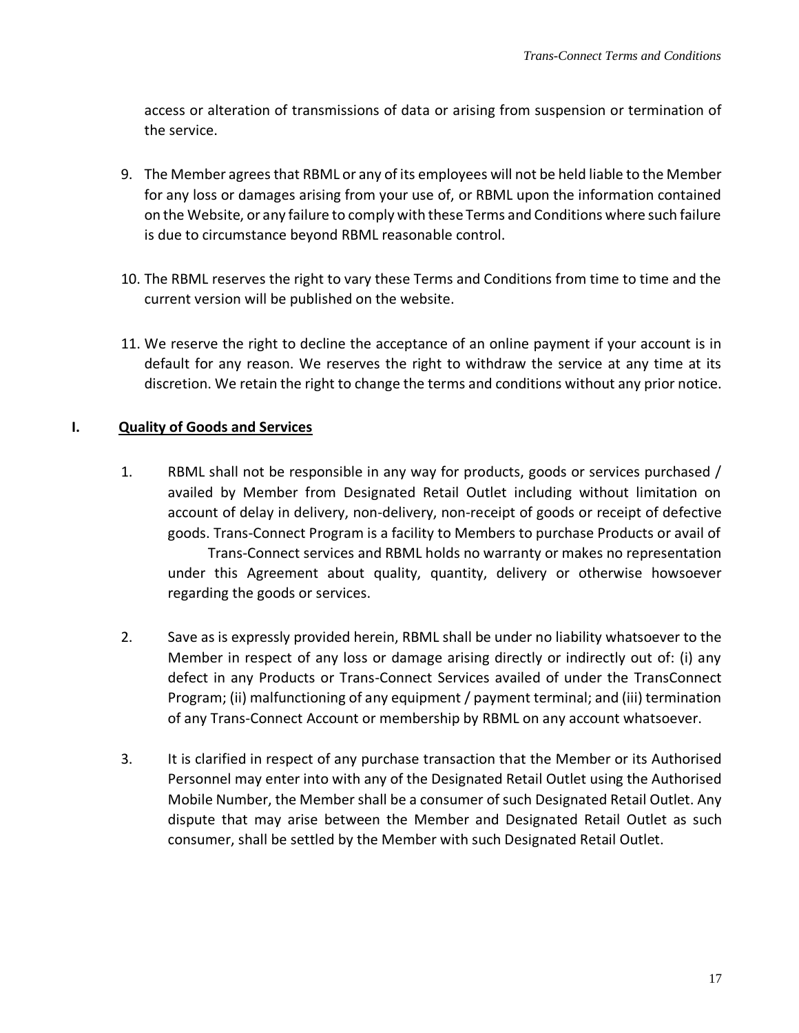access or alteration of transmissions of data or arising from suspension or termination of the service.

9. The Member agrees that RBML or any of its employees will not be held liable to the Member for any loss or damages arising from your use of, or RBML upon the information contained on the Website, or any failure to comply with these Terms and Conditions where such failure is due to circumstance beyond RBML reasonable control.

10. The RBML reserves the right to vary these Terms and Conditions from time to time and the current version will be published on the website.

11. We reserve the right to decline the acceptance of an online payment if your account is in default for any reason. We reserves the right to withdraw the service at any time at its discretion. We retain the right to change the terms and conditions without any prior notice.

## I. <u>Quality of Goods and Services</u>

1. RBML shall not be responsible in any way for products, goods or services purchased / availed by Member from Designated Retail Outlet including without limitation on account of delay in delivery, non-delivery, non-receipt of goods or receipt of defective goods. Trans-Connect Program is a facility to Members to purchase Products or avail of Trans-Connect services and RBML holds no warranty or makes no representation under this Agreement about quality, quantity, delivery or otherwise howsoever regarding the goods or services.

2. Save as is expressly provided herein, RBML shall be under no liability whatsoever to the Member in respect of any loss or damage arising directly or indirectly out of: (i) any defect in any Products or Trans-Connect Services availed of under the TransConnect Program; (ii) malfunctioning of any equipment / payment terminal; and (iii) termination of any Trans-Connect Account or membership by RBML on any account whatsoever.

3. It is clarified in respect of any purchase transaction that the Member or its Authorised Personnel may enter into with any of the Designated Retail Outlet using the Authorised Mobile Number, the Member shall be a consumer of such Designated Retail Outlet. Any dispute that may arise between the Member and Designated Retail Outlet as such consumer, shall be settled by the Member with such Designated Retail Outlet.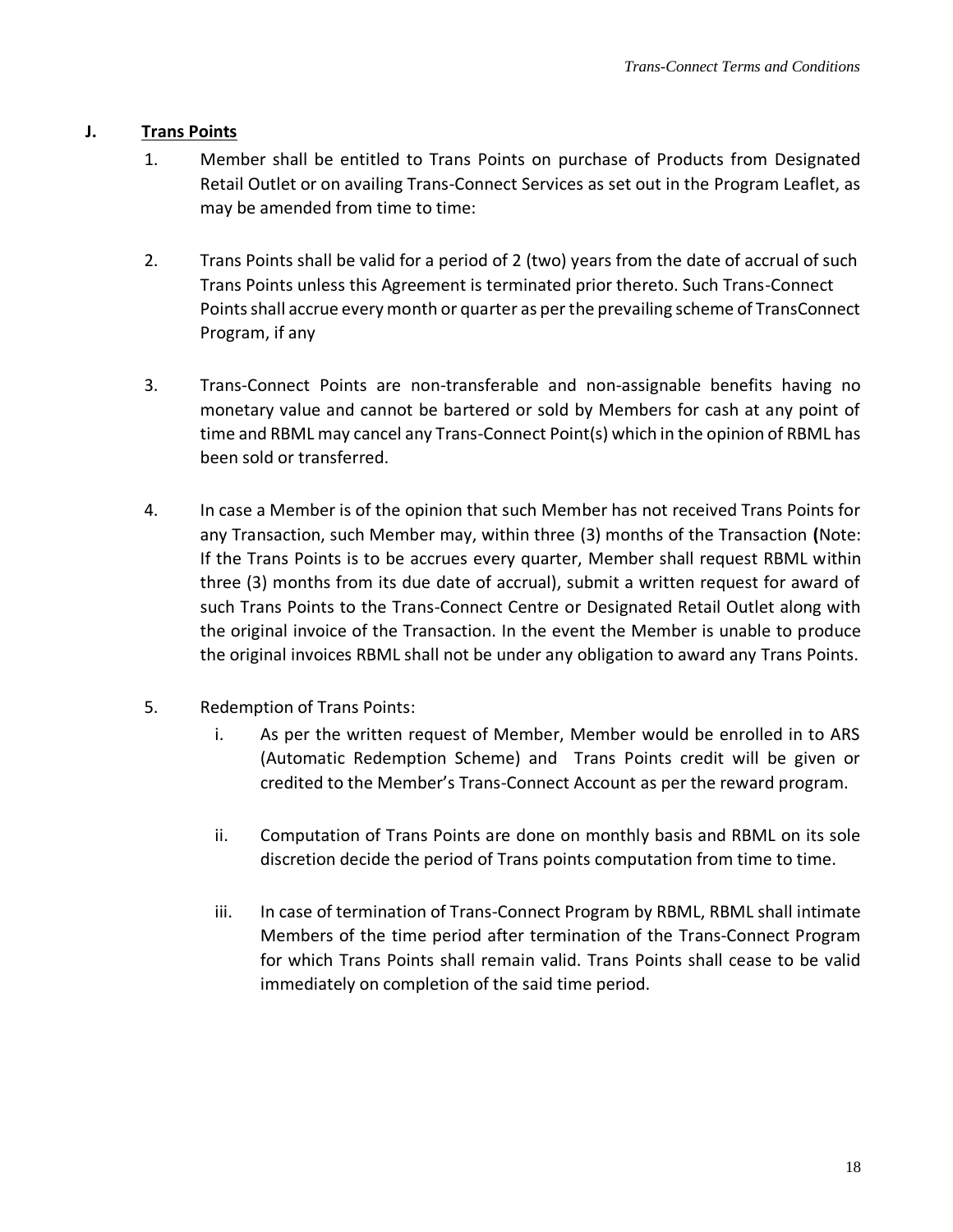## J. <u>Trans Points</u>

1. Member shall be entitled to Trans Points on purchase of Products from Designated Retail Outlet or on availing Trans-Connect Services as set out in the Program Leaflet, as may be amended from time to time:

2. Trans Points shall be valid for a period of 2 (two) years from the date of accrual of such Trans Points unless this Agreement is terminated prior thereto. Such Trans-Connect Points shall accrue every month or quarter as per the prevailing scheme of TransConnect Program, if any

3. Trans-Connect Points are non-transferable and non-assignable benefits having no monetary value and cannot be bartered or sold by Members for cash at any point of time and RBML may cancel any Trans-Connect Point(s) which in the opinion of RBML has been sold or transferred.

4. In case a Member is of the opinion that such Member has not received Trans Points for any Transaction, such Member may, within three (3) months of the Transaction **(**Note: If the Trans Points is to be accrues every quarter, Member shall request RBML within three (3) months from its due date of accrual), submit a written request for award of such Trans Points to the Trans-Connect Centre or Designated Retail Outlet along with the original invoice of the Transaction. In the event the Member is unable to produce the original invoices RBML shall not be under any obligation to award any Trans Points.

5. Redemption of Trans Points:

   i. As per the written request of Member, Member would be enrolled in to ARS (Automatic Redemption Scheme) and Trans Points credit will be given or credited to the Member's Trans-Connect Account as per the reward program.

   ii. Computation of Trans Points are done on monthly basis and RBML on its sole discretion decide the period of Trans points computation from time to time.

   iii. In case of termination of Trans-Connect Program by RBML, RBML shall intimate Members of the time period after termination of the Trans-Connect Program for which Trans Points shall remain valid. Trans Points shall cease to be valid immediately on completion of the said time period.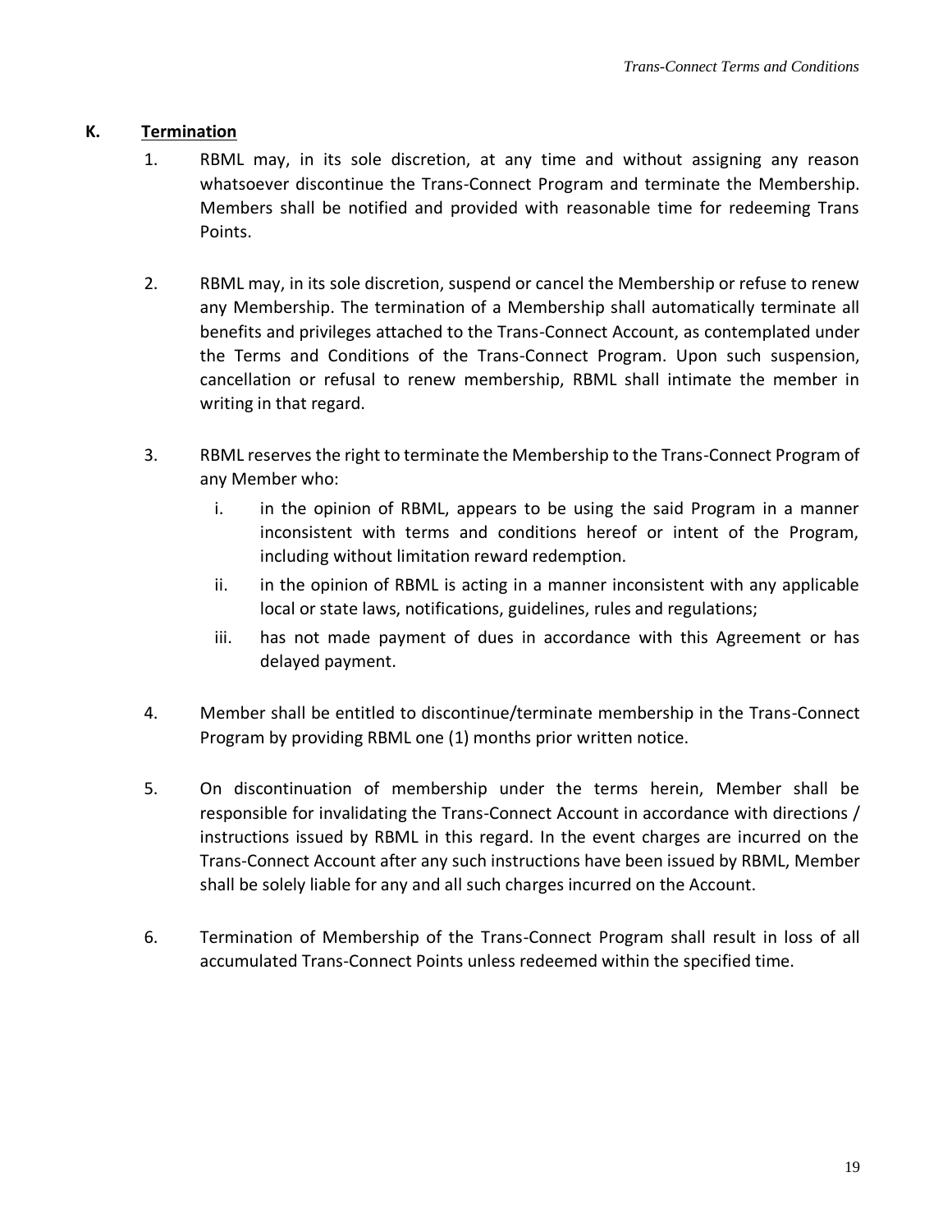## K. Termination

1. RBML may, in its sole discretion, at any time and without assigning any reason whatsoever discontinue the Trans-Connect Program and terminate the Membership. Members shall be notified and provided with reasonable time for redeeming Trans Points.

2. RBML may, in its sole discretion, suspend or cancel the Membership or refuse to renew any Membership. The termination of a Membership shall automatically terminate all benefits and privileges attached to the Trans-Connect Account, as contemplated under the Terms and Conditions of the Trans-Connect Program. Upon such suspension, cancellation or refusal to renew membership, RBML shall intimate the member in writing in that regard.

3. RBML reserves the right to terminate the Membership to the Trans-Connect Program of any Member who:

   i. in the opinion of RBML, appears to be using the said Program in a manner inconsistent with terms and conditions hereof or intent of the Program, including without limitation reward redemption.

   ii. in the opinion of RBML is acting in a manner inconsistent with any applicable local or state laws, notifications, guidelines, rules and regulations;

   iii. has not made payment of dues in accordance with this Agreement or has delayed payment.

4. Member shall be entitled to discontinue/terminate membership in the Trans-Connect Program by providing RBML one (1) months prior written notice.

5. On discontinuation of membership under the terms herein, Member shall be responsible for invalidating the Trans-Connect Account in accordance with directions / instructions issued by RBML in this regard. In the event charges are incurred on the Trans-Connect Account after any such instructions have been issued by RBML, Member shall be solely liable for any and all such charges incurred on the Account.

6. Termination of Membership of the Trans-Connect Program shall result in loss of all accumulated Trans-Connect Points unless redeemed within the specified time.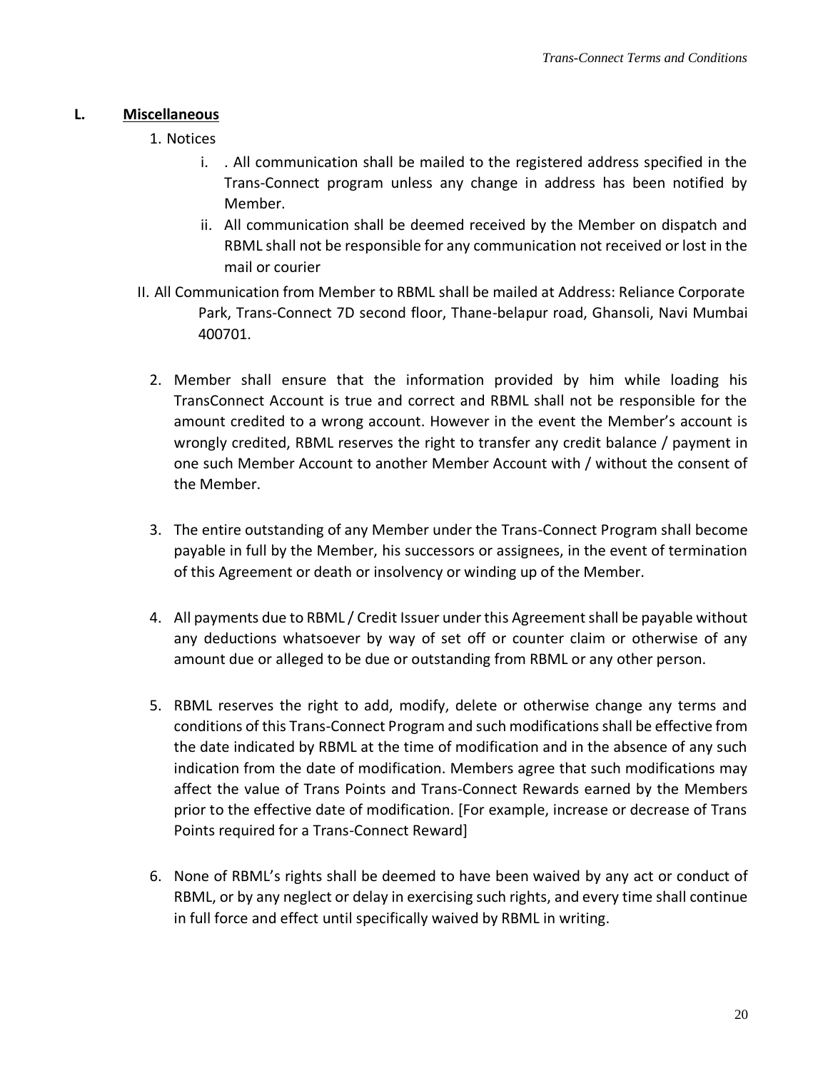## L. Miscellaneous

1. Notices
   i. . All communication shall be mailed to the registered address specified in the Trans-Connect program unless any change in address has been notified by Member.
   ii. All communication shall be deemed received by the Member on dispatch and RBML shall not be responsible for any communication not received or lost in the mail or courier

II. All Communication from Member to RBML shall be mailed at Address: Reliance Corporate Park, Trans-Connect 7D second floor, Thane-belapur road, Ghansoli, Navi Mumbai 400701.

2. Member shall ensure that the information provided by him while loading his TransConnect Account is true and correct and RBML shall not be responsible for the amount credited to a wrong account. However in the event the Member's account is wrongly credited, RBML reserves the right to transfer any credit balance / payment in one such Member Account to another Member Account with / without the consent of the Member.

3. The entire outstanding of any Member under the Trans-Connect Program shall become payable in full by the Member, his successors or assignees, in the event of termination of this Agreement or death or insolvency or winding up of the Member.

4. All payments due to RBML / Credit Issuer under this Agreement shall be payable without any deductions whatsoever by way of set off or counter claim or otherwise of any amount due or alleged to be due or outstanding from RBML or any other person.

5. RBML reserves the right to add, modify, delete or otherwise change any terms and conditions of this Trans-Connect Program and such modifications shall be effective from the date indicated by RBML at the time of modification and in the absence of any such indication from the date of modification. Members agree that such modifications may affect the value of Trans Points and Trans-Connect Rewards earned by the Members prior to the effective date of modification. [For example, increase or decrease of Trans Points required for a Trans-Connect Reward]

6. None of RBML's rights shall be deemed to have been waived by any act or conduct of RBML, or by any neglect or delay in exercising such rights, and every time shall continue in full force and effect until specifically waived by RBML in writing.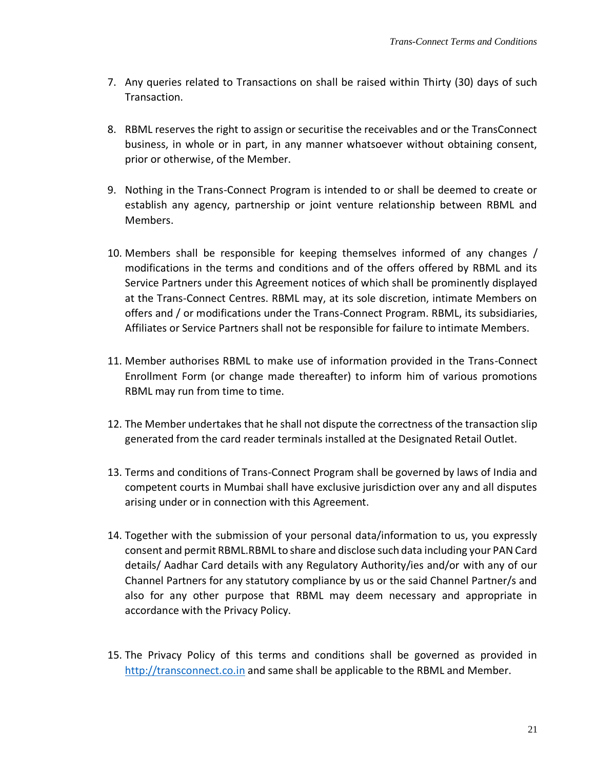7. Any queries related to Transactions on shall be raised within Thirty (30) days of such Transaction.

8. RBML reserves the right to assign or securitise the receivables and or the TransConnect business, in whole or in part, in any manner whatsoever without obtaining consent, prior or otherwise, of the Member.

9. Nothing in the Trans-Connect Program is intended to or shall be deemed to create or establish any agency, partnership or joint venture relationship between RBML and Members.

10. Members shall be responsible for keeping themselves informed of any changes / modifications in the terms and conditions and of the offers offered by RBML and its Service Partners under this Agreement notices of which shall be prominently displayed at the Trans-Connect Centres. RBML may, at its sole discretion, intimate Members on offers and / or modifications under the Trans-Connect Program. RBML, its subsidiaries, Affiliates or Service Partners shall not be responsible for failure to intimate Members.

11. Member authorises RBML to make use of information provided in the Trans-Connect Enrollment Form (or change made thereafter) to inform him of various promotions RBML may run from time to time.

12. The Member undertakes that he shall not dispute the correctness of the transaction slip generated from the card reader terminals installed at the Designated Retail Outlet.

13. Terms and conditions of Trans-Connect Program shall be governed by laws of India and competent courts in Mumbai shall have exclusive jurisdiction over any and all disputes arising under or in connection with this Agreement.

14. Together with the submission of your personal data/information to us, you expressly consent and permit RBML.RBML to share and disclose such data including your PAN Card details/ Aadhar Card details with any Regulatory Authority/ies and/or with any of our Channel Partners for any statutory compliance by us or the said Channel Partner/s and also for any other purpose that RBML may deem necessary and appropriate in accordance with the Privacy Policy.

15. The Privacy Policy of this terms and conditions shall be governed as provided in [http://transconnect.co.in](http://transconnect.co.in) and same shall be applicable to the RBML and Member.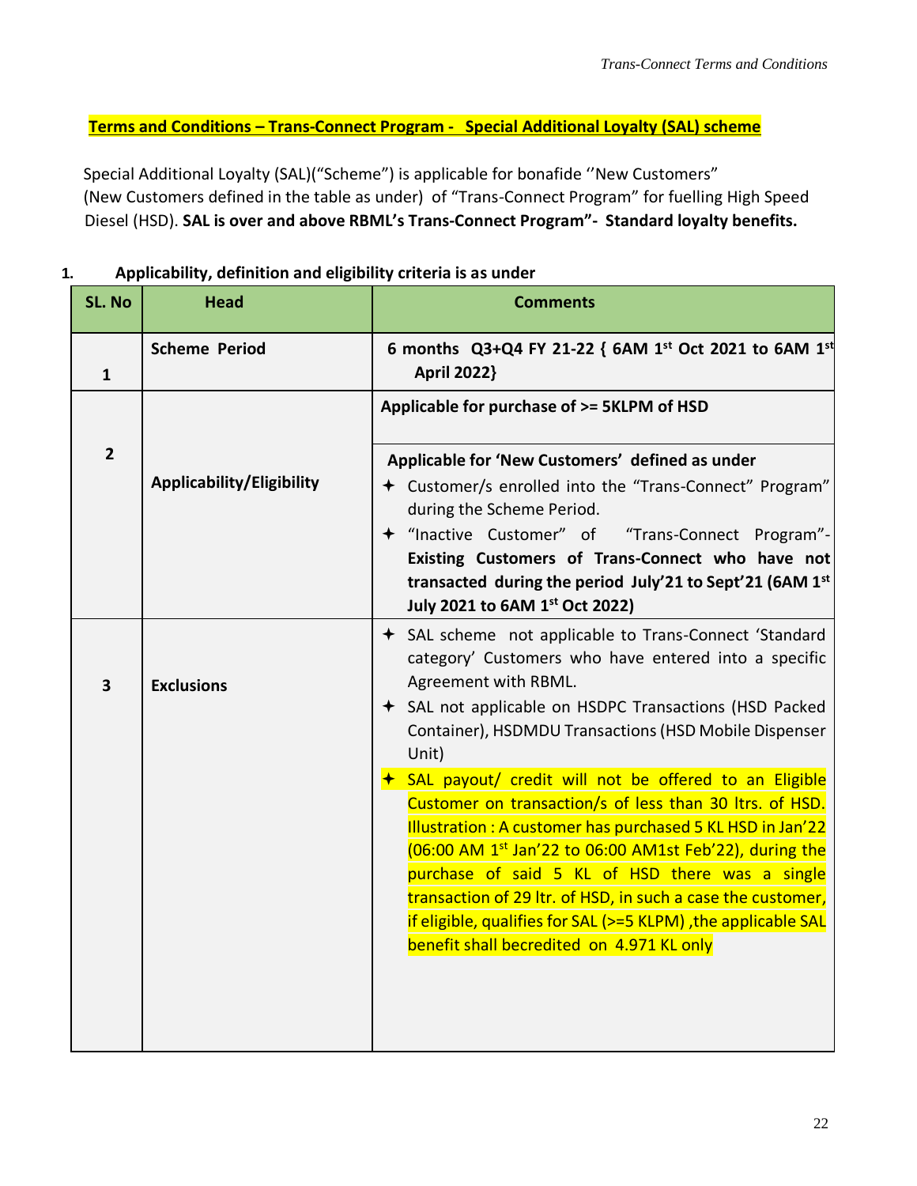**Terms and Conditions – Trans-Connect Program - Special Additional Loyalty (SAL) scheme**

Special Additional Loyalty (SAL)("Scheme") is applicable for bonafide ''New Customers" (New Customers defined in the table as under) of "Trans-Connect Program" for fuelling High Speed Diesel (HSD). **SAL is over and above RBML's Trans-Connect Program"- Standard loyalty benefits.**

**1. Applicability, definition and eligibility criteria is as under**

| SL. No | Head | Comments |
|---|---|---|
| 1 | **Scheme Period** | **6 months Q3+Q4 FY 21-22 { 6AM 1st Oct 2021 to 6AM 1st April 2022}** |
| 2 | **Applicability/Eligibility** | **Applicable for purchase of >= 5KLPM of HSD** |
| | | **Applicable for 'New Customers' defined as under**<br>✦ Customer/s enrolled into the "Trans-Connect" Program" during the Scheme Period.<br>✦ "Inactive Customer" of "Trans-Connect Program"- **Existing Customers of Trans-Connect who have not transacted during the period July'21 to Sept'21 (6AM 1st July 2021 to 6AM 1st Oct 2022)** |
| 3 | **Exclusions** | ✦ SAL scheme not applicable to Trans-Connect 'Standard category' Customers who have entered into a specific Agreement with RBML.<br>✦ SAL not applicable on HSDPC Transactions (HSD Packed Container), HSDMDU Transactions (HSD Mobile Dispenser Unit)<br>✦ SAL payout/ credit will not be offered to an Eligible Customer on transaction/s of less than 30 ltrs. of HSD. Illustration : A customer has purchased 5 KL HSD in Jan'22 (06:00 AM 1st Jan'22 to 06:00 AM1st Feb'22), during the purchase of said 5 KL of HSD there was a single transaction of 29 ltr. of HSD, in such a case the customer, if eligible, qualifies for SAL (>=5 KLPM) ,the applicable SAL benefit shall becredited on 4.971 KL only |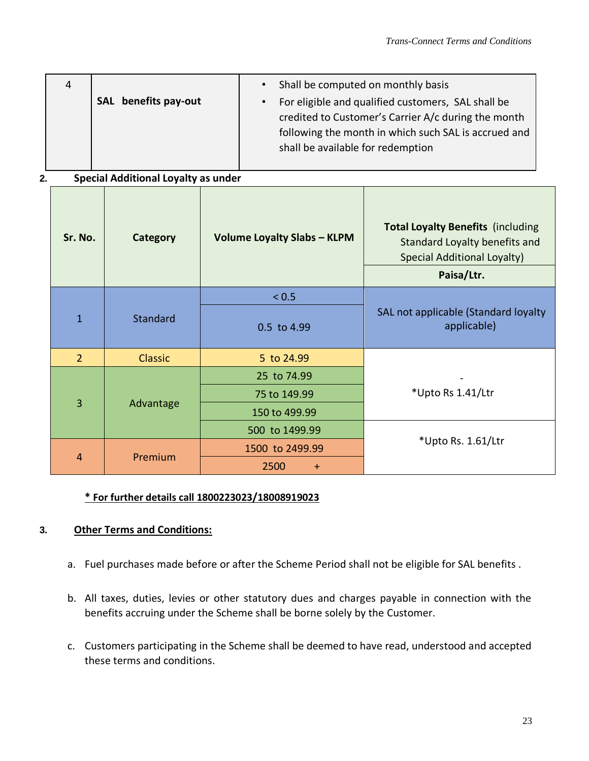| 4 | **SAL benefits pay-out** | • Shall be computed on monthly basis<br>• For eligible and qualified customers, SAL shall be credited to Customer's Carrier A/c during the month following the month in which such SAL is accrued and shall be available for redemption |
|---|---|---|

**2. Special Additional Loyalty as under**

| Sr. No. | Category | Volume Loyalty Slabs – KLPM | **Total Loyalty Benefits** (including Standard Loyalty benefits and Special Additional Loyalty) **Paisa/Ltr.** |
|---|---|---|---|
| 1 | Standard | < 0.5 | SAL not applicable (Standard loyalty applicable) |
| | | 0.5 to 4.99 | |
| 2 | Classic | 5 to 24.99 | - *Upto Rs 1.41/Ltr |
| 3 | Advantage | 25 to 74.99 | |
| | | 75 to 149.99 | |
| | | 150 to 499.99 | |
| | | 500 to 1499.99 | *Upto Rs. 1.61/Ltr |
| 4 | Premium | 1500 to 2499.99 | |
| | | 2500 + | |

**<u>* For further details call 1800223023/18008919023</u>**

**3. <u>Other Terms and Conditions:</u>**

a. Fuel purchases made before or after the Scheme Period shall not be eligible for SAL benefits .

b. All taxes, duties, levies or other statutory dues and charges payable in connection with the benefits accruing under the Scheme shall be borne solely by the Customer.

c. Customers participating in the Scheme shall be deemed to have read, understood and accepted these terms and conditions.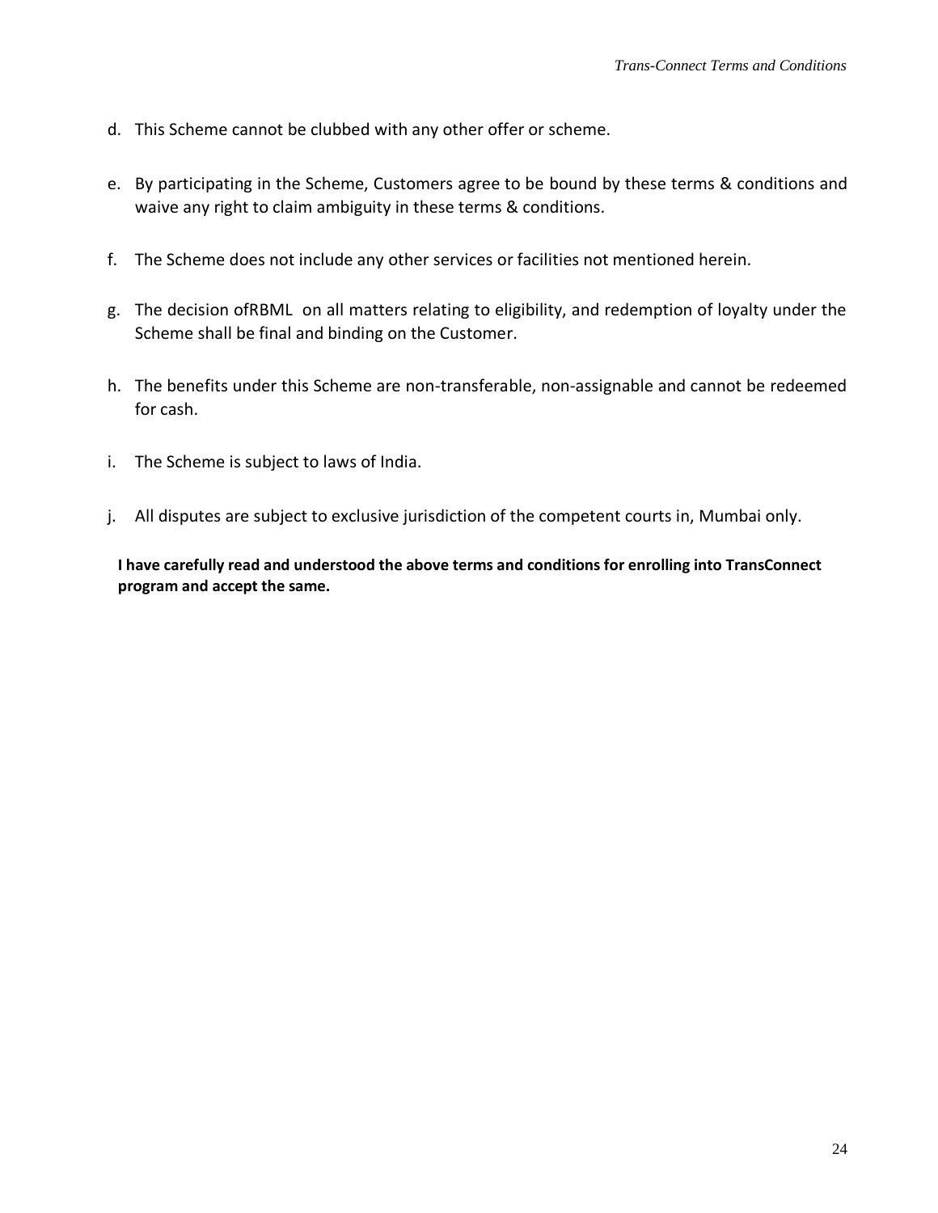d. This Scheme cannot be clubbed with any other offer or scheme.

e. By participating in the Scheme, Customers agree to be bound by these terms & conditions and waive any right to claim ambiguity in these terms & conditions.

f. The Scheme does not include any other services or facilities not mentioned herein.

g. The decision ofRBML on all matters relating to eligibility, and redemption of loyalty under the Scheme shall be final and binding on the Customer.

h. The benefits under this Scheme are non-transferable, non-assignable and cannot be redeemed for cash.

i. The Scheme is subject to laws of India.

j. All disputes are subject to exclusive jurisdiction of the competent courts in, Mumbai only.

**I have carefully read and understood the above terms and conditions for enrolling into TransConnect program and accept the same.**